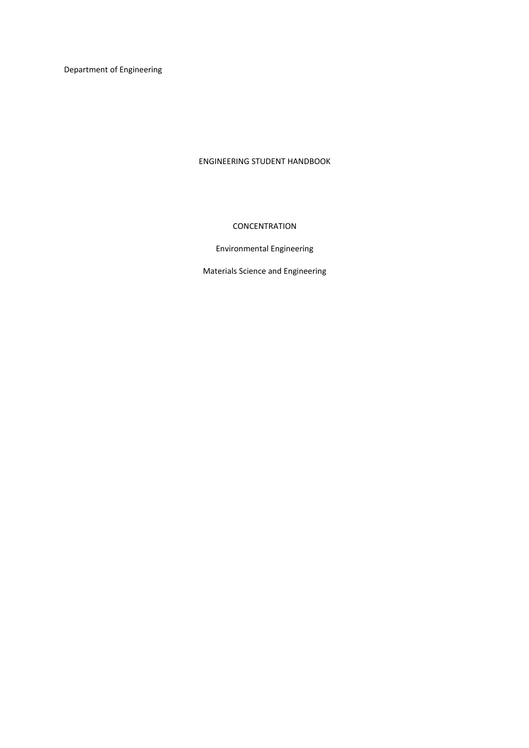Department of Engineering

# ENGINEERING STUDENT HANDBOOK

## CONCENTRATION

Environmental Engineering

Materials Science and Engineering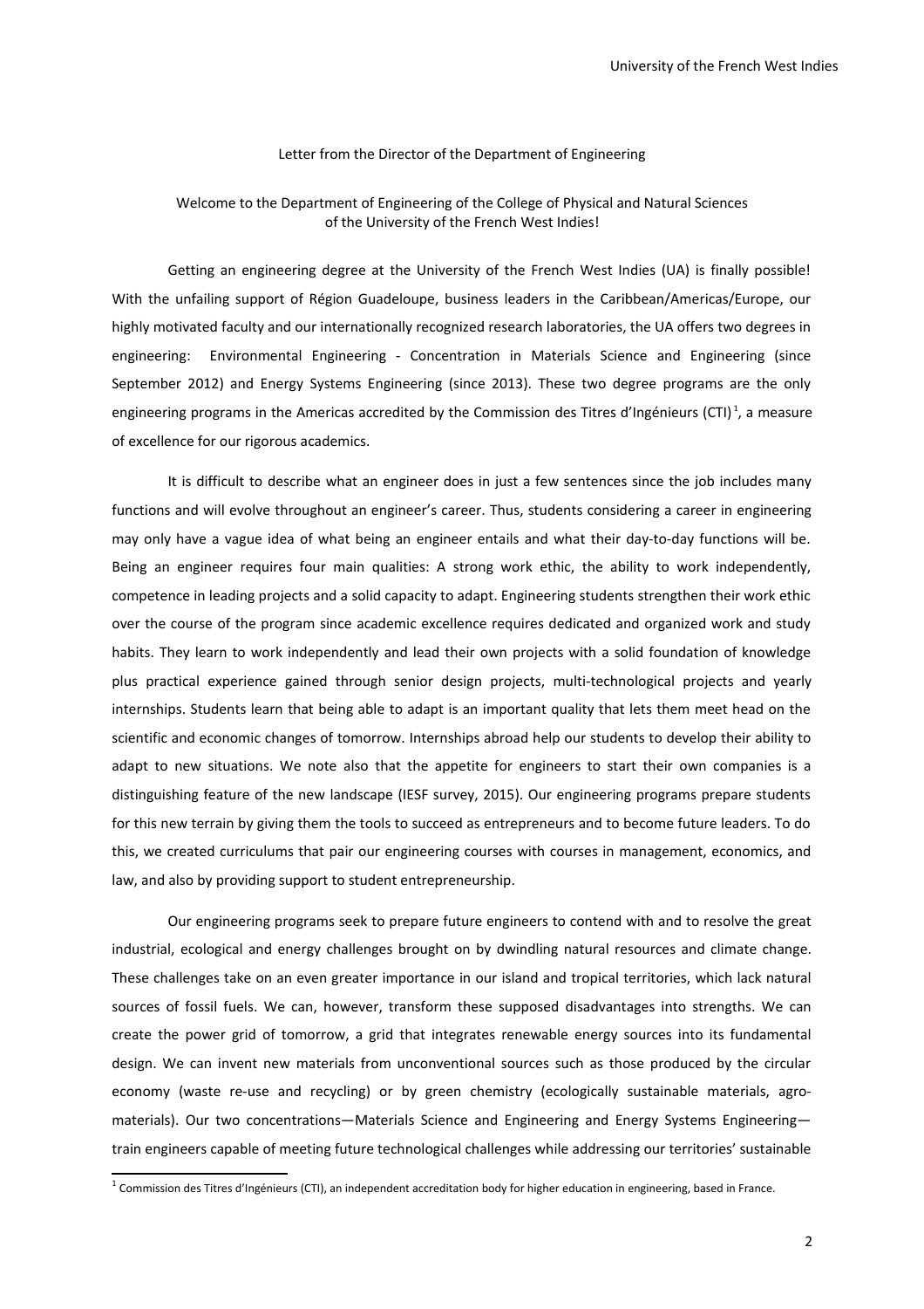Letter from the Director of the Department of Engineering

Welcome to the Department of Engineering of the College of Physical and Natural Sciences of the University of the French West Indies!

Getting an engineering degree at the University of the French West Indies (UA) is finally possible! With the unfailing support of Région Guadeloupe, business leaders in the Caribbean/Americas/Europe, our highly motivated faculty and our internationally recognized research laboratories, the UA offers two degrees in engineering: Environmental Engineering - Concentration in Materials Science and Engineering (since September 2012) and Energy Systems Engineering (since 2013). These two degree programs are the only engineering programs in the Americas accredited by the Commission des Titres d'Ingénieurs (CTI)[1], a measure of excellence for our rigorous academics.

It is difficult to describe what an engineer does in just a few sentences since the job includes many functions and will evolve throughout an engineer's career. Thus, students considering a career in engineering may only have a vague idea of what being an engineer entails and what their day-to-day functions will be. Being an engineer requires four main qualities: A strong work ethic, the ability to work independently, competence in leading projects and a solid capacity to adapt. Engineering students strengthen their work ethic over the course of the program since academic excellence requires dedicated and organized work and study habits. They learn to work independently and lead their own projects with a solid foundation of knowledge plus practical experience gained through senior design projects, multi-technological projects and yearly internships. Students learn that being able to adapt is an important quality that lets them meet head on the scientific and economic changes of tomorrow. Internships abroad help our students to develop their ability to adapt to new situations. We note also that the appetite for engineers to start their own companies is a distinguishing feature of the new landscape (IESF survey, 2015). Our engineering programs prepare students for this new terrain by giving them the tools to succeed as entrepreneurs and to become future leaders. To do this, we created curriculums that pair our engineering courses with courses in management, economics, and law, and also by providing support to student entrepreneurship.

Our engineering programs seek to prepare future engineers to contend with and to resolve the great industrial, ecological and energy challenges brought on by dwindling natural resources and climate change. These challenges take on an even greater importance in our island and tropical territories, which lack natural sources of fossil fuels. We can, however, transform these supposed disadvantages into strengths. We can create the power grid of tomorrow, a grid that integrates renewable energy sources into its fundamental design. We can invent new materials from unconventional sources such as those produced by the circular economy (waste re-use and recycling) or by green chemistry (ecologically sustainable materials, agro-materials). Our two concentrations—Materials Science and Engineering and Energy Systems Engineering—train engineers capable of meeting future technological challenges while addressing our territories' sustainable

[1] Commission des Titres d'Ingénieurs (CTI), an independent accreditation body for higher education in engineering, based in France.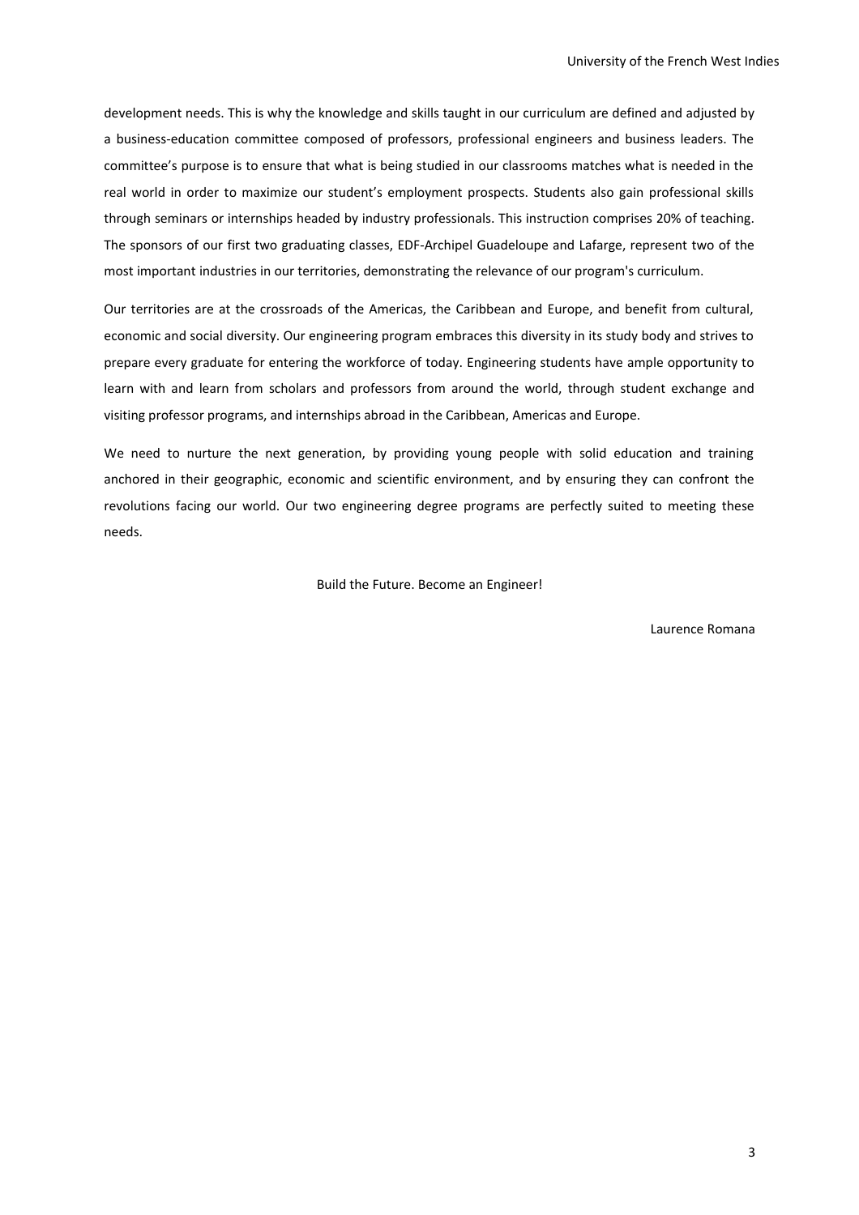development needs. This is why the knowledge and skills taught in our curriculum are defined and adjusted by a business-education committee composed of professors, professional engineers and business leaders. The committee's purpose is to ensure that what is being studied in our classrooms matches what is needed in the real world in order to maximize our student's employment prospects. Students also gain professional skills through seminars or internships headed by industry professionals. This instruction comprises 20% of teaching. The sponsors of our first two graduating classes, EDF-Archipel Guadeloupe and Lafarge, represent two of the most important industries in our territories, demonstrating the relevance of our program's curriculum.

Our territories are at the crossroads of the Americas, the Caribbean and Europe, and benefit from cultural, economic and social diversity. Our engineering program embraces this diversity in its study body and strives to prepare every graduate for entering the workforce of today. Engineering students have ample opportunity to learn with and learn from scholars and professors from around the world, through student exchange and visiting professor programs, and internships abroad in the Caribbean, Americas and Europe.

We need to nurture the next generation, by providing young people with solid education and training anchored in their geographic, economic and scientific environment, and by ensuring they can confront the revolutions facing our world. Our two engineering degree programs are perfectly suited to meeting these needs.

Build the Future. Become an Engineer!

Laurence Romana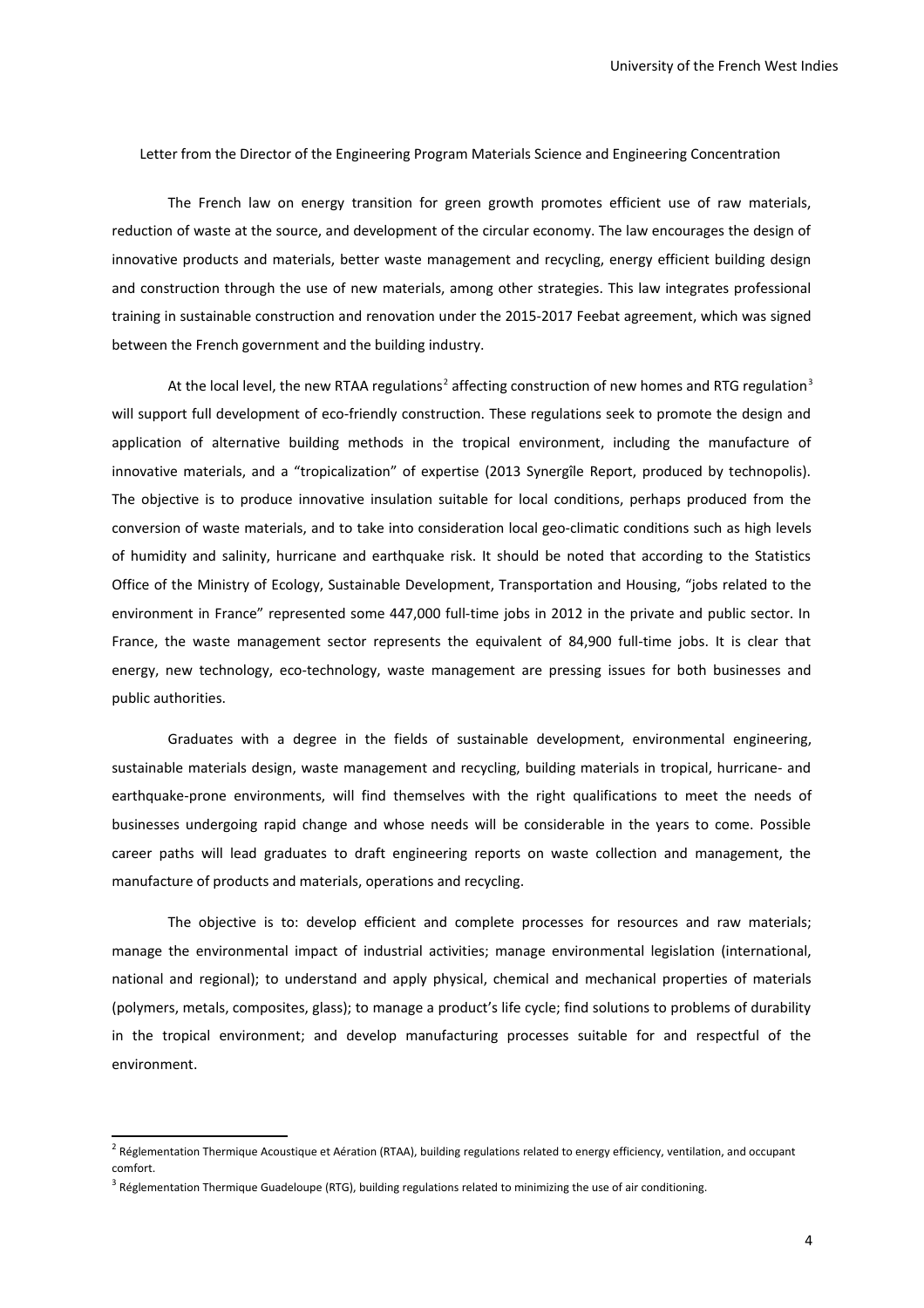Letter from the Director of the Engineering Program Materials Science and Engineering Concentration

The French law on energy transition for green growth promotes efficient use of raw materials, reduction of waste at the source, and development of the circular economy. The law encourages the design of innovative products and materials, better waste management and recycling, energy efficient building design and construction through the use of new materials, among other strategies. This law integrates professional training in sustainable construction and renovation under the 2015-2017 Feebat agreement, which was signed between the French government and the building industry.

At the local level, the new RTAA regulations[2] affecting construction of new homes and RTG regulation[3] will support full development of eco-friendly construction. These regulations seek to promote the design and application of alternative building methods in the tropical environment, including the manufacture of innovative materials, and a "tropicalization" of expertise (2013 Synergîle Report, produced by technopolis). The objective is to produce innovative insulation suitable for local conditions, perhaps produced from the conversion of waste materials, and to take into consideration local geo-climatic conditions such as high levels of humidity and salinity, hurricane and earthquake risk. It should be noted that according to the Statistics Office of the Ministry of Ecology, Sustainable Development, Transportation and Housing, "jobs related to the environment in France" represented some 447,000 full-time jobs in 2012 in the private and public sector. In France, the waste management sector represents the equivalent of 84,900 full-time jobs. It is clear that energy, new technology, eco-technology, waste management are pressing issues for both businesses and public authorities.

Graduates with a degree in the fields of sustainable development, environmental engineering, sustainable materials design, waste management and recycling, building materials in tropical, hurricane- and earthquake-prone environments, will find themselves with the right qualifications to meet the needs of businesses undergoing rapid change and whose needs will be considerable in the years to come. Possible career paths will lead graduates to draft engineering reports on waste collection and management, the manufacture of products and materials, operations and recycling.

The objective is to: develop efficient and complete processes for resources and raw materials; manage the environmental impact of industrial activities; manage environmental legislation (international, national and regional); to understand and apply physical, chemical and mechanical properties of materials (polymers, metals, composites, glass); to manage a product's life cycle; find solutions to problems of durability in the tropical environment; and develop manufacturing processes suitable for and respectful of the environment.

---

[2] Réglementation Thermique Acoustique et Aération (RTAA), building regulations related to energy efficiency, ventilation, and occupant comfort.

[3] Réglementation Thermique Guadeloupe (RTG), building regulations related to minimizing the use of air conditioning.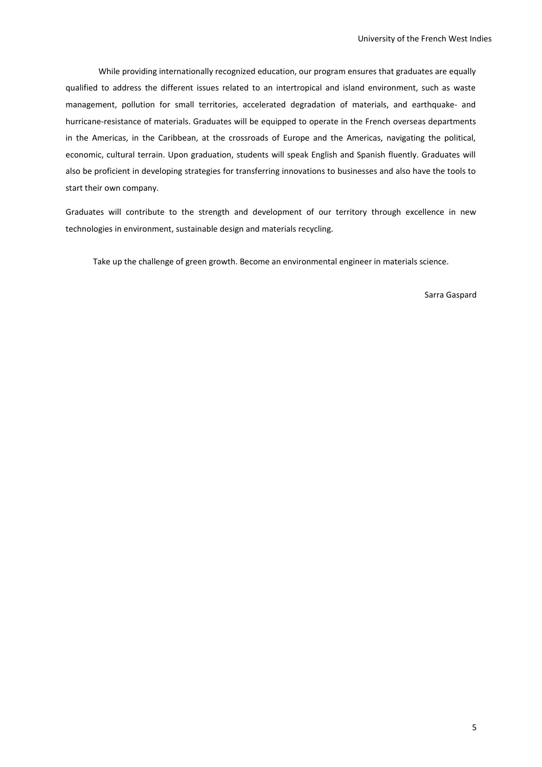While providing internationally recognized education, our program ensures that graduates are equally qualified to address the different issues related to an intertropical and island environment, such as waste management, pollution for small territories, accelerated degradation of materials, and earthquake- and hurricane-resistance of materials. Graduates will be equipped to operate in the French overseas departments in the Americas, in the Caribbean, at the crossroads of Europe and the Americas, navigating the political, economic, cultural terrain. Upon graduation, students will speak English and Spanish fluently. Graduates will also be proficient in developing strategies for transferring innovations to businesses and also have the tools to start their own company.

Graduates will contribute to the strength and development of our territory through excellence in new technologies in environment, sustainable design and materials recycling.

Take up the challenge of green growth. Become an environmental engineer in materials science.

Sarra Gaspard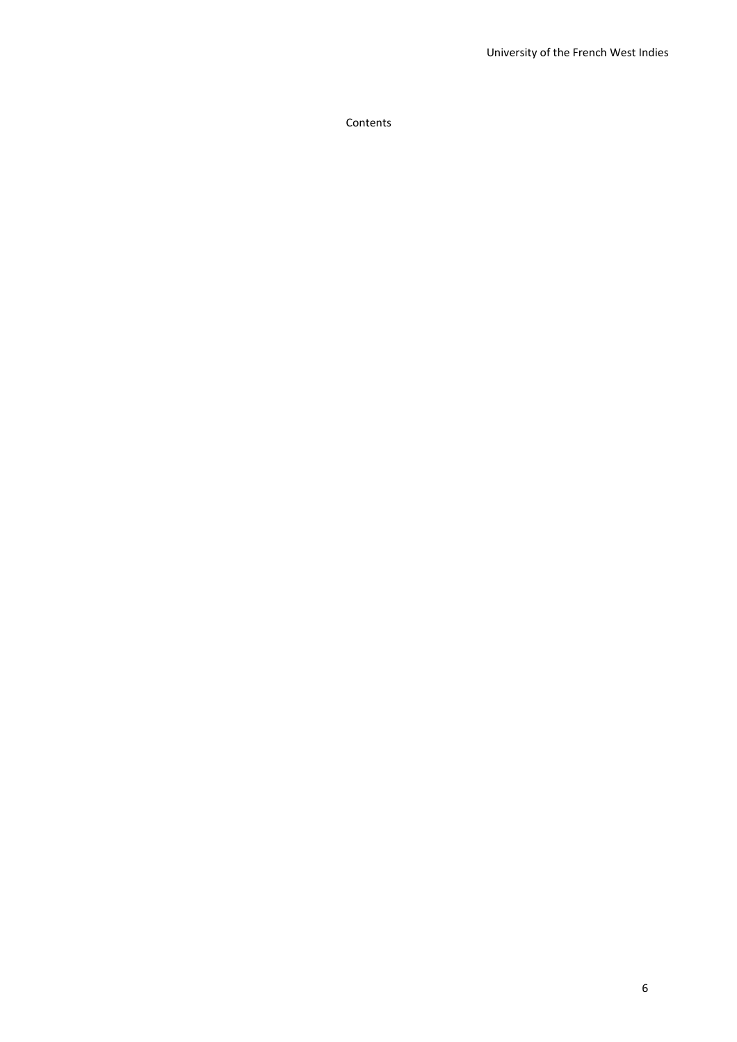Contents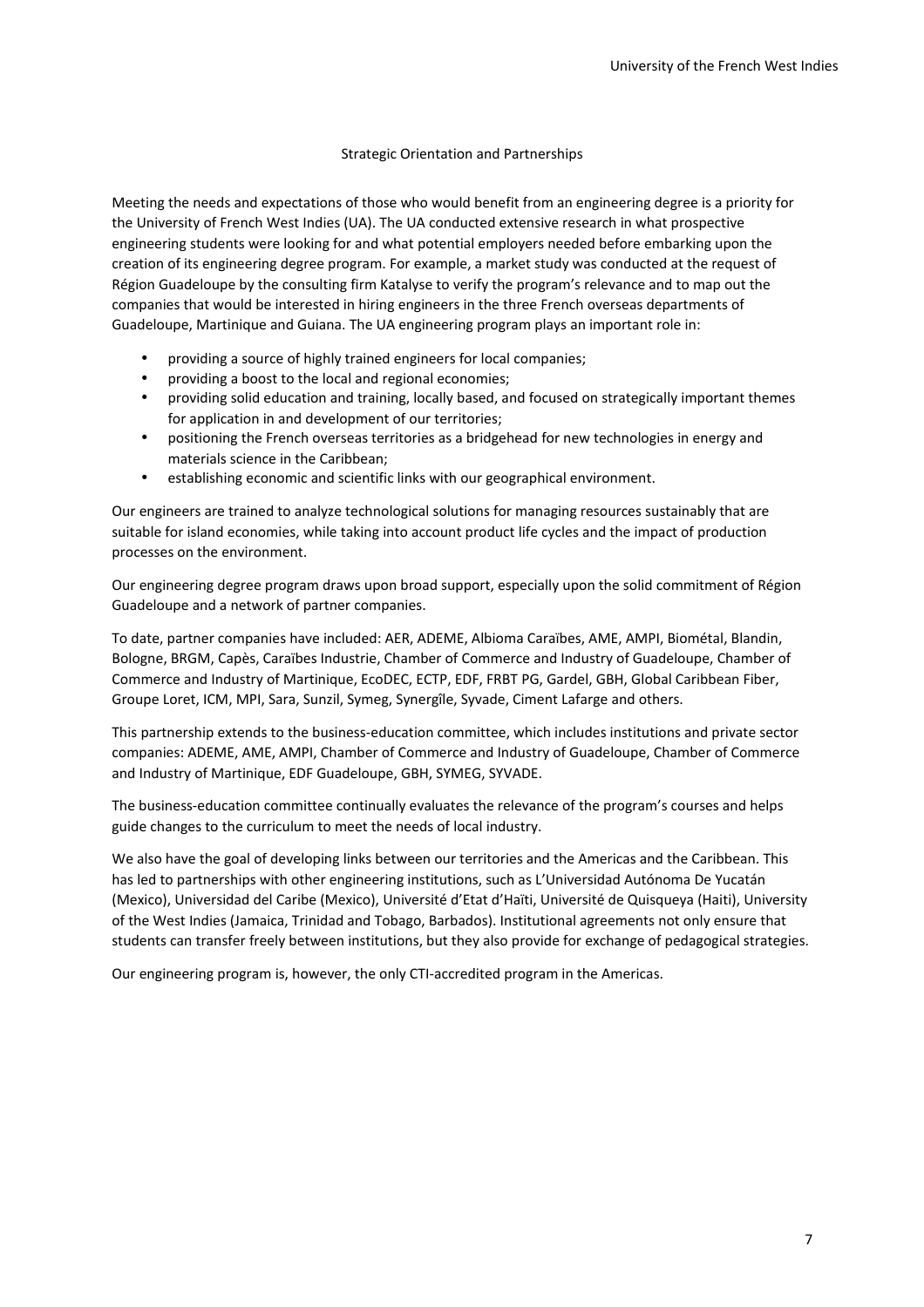## Strategic Orientation and Partnerships

Meeting the needs and expectations of those who would benefit from an engineering degree is a priority for the University of French West Indies (UA). The UA conducted extensive research in what prospective engineering students were looking for and what potential employers needed before embarking upon the creation of its engineering degree program. For example, a market study was conducted at the request of Région Guadeloupe by the consulting firm Katalyse to verify the program's relevance and to map out the companies that would be interested in hiring engineers in the three French overseas departments of Guadeloupe, Martinique and Guiana. The UA engineering program plays an important role in:

- providing a source of highly trained engineers for local companies;
- providing a boost to the local and regional economies;
- providing solid education and training, locally based, and focused on strategically important themes for application in and development of our territories;
- positioning the French overseas territories as a bridgehead for new technologies in energy and materials science in the Caribbean;
- establishing economic and scientific links with our geographical environment.

Our engineers are trained to analyze technological solutions for managing resources sustainably that are suitable for island economies, while taking into account product life cycles and the impact of production processes on the environment.

Our engineering degree program draws upon broad support, especially upon the solid commitment of Région Guadeloupe and a network of partner companies.

To date, partner companies have included: AER, ADEME, Albioma Caraïbes, AME, AMPI, Biométal, Blandin, Bologne, BRGM, Capès, Caraïbes Industrie, Chamber of Commerce and Industry of Guadeloupe, Chamber of Commerce and Industry of Martinique, EcoDEC, ECTP, EDF, FRBT PG, Gardel, GBH, Global Caribbean Fiber, Groupe Loret, ICM, MPI, Sara, Sunzil, Symeg, Synergîle, Syvade, Ciment Lafarge and others.

This partnership extends to the business-education committee, which includes institutions and private sector companies: ADEME, AME, AMPI, Chamber of Commerce and Industry of Guadeloupe, Chamber of Commerce and Industry of Martinique, EDF Guadeloupe, GBH, SYMEG, SYVADE.

The business-education committee continually evaluates the relevance of the program's courses and helps guide changes to the curriculum to meet the needs of local industry.

We also have the goal of developing links between our territories and the Americas and the Caribbean. This has led to partnerships with other engineering institutions, such as L'Universidad Autónoma De Yucatán (Mexico), Universidad del Caribe (Mexico), Université d'Etat d'Haïti, Université de Quisqueya (Haiti), University of the West Indies (Jamaica, Trinidad and Tobago, Barbados). Institutional agreements not only ensure that students can transfer freely between institutions, but they also provide for exchange of pedagogical strategies.

Our engineering program is, however, the only CTI-accredited program in the Americas.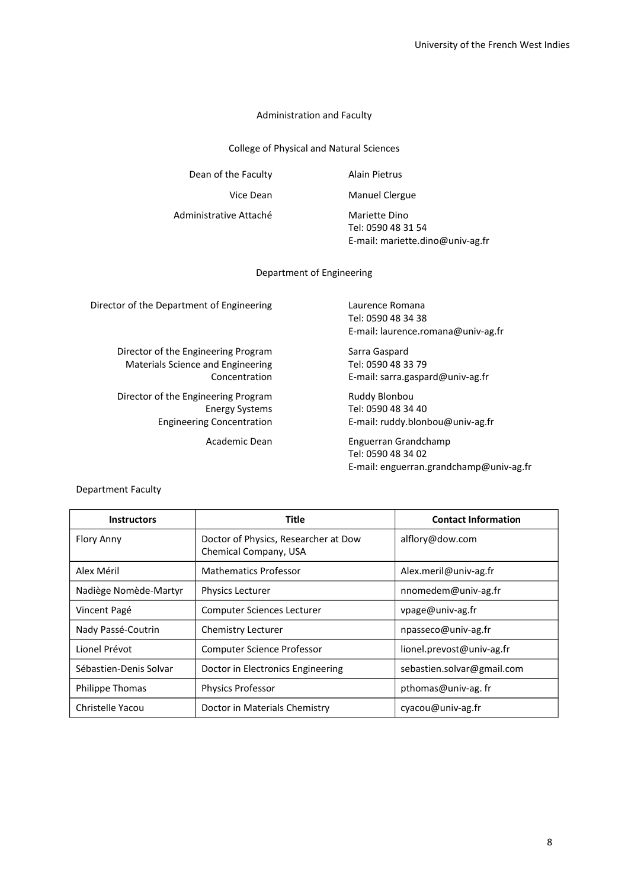## Administration and Faculty

### College of Physical and Natural Sciences

| | |
|---|---|
| Dean of the Faculty | Alain Pietrus |
| Vice Dean | Manuel Clergue |
| Administrative Attaché | Mariette Dino<br>Tel: 0590 48 31 54<br>E-mail: mariette.dino@univ-ag.fr |

### Department of Engineering

| | |
|---|---|
| Director of the Department of Engineering | Laurence Romana<br>Tel: 0590 48 34 38<br>E-mail: laurence.romana@univ-ag.fr |
| Director of the Engineering Program Materials Science and Engineering Concentration | Sarra Gaspard<br>Tel: 0590 48 33 79<br>E-mail: sarra.gaspard@univ-ag.fr |
| Director of the Engineering Program Energy Systems Engineering Concentration | Ruddy Blonbou<br>Tel: 0590 48 34 40<br>E-mail: ruddy.blonbou@univ-ag.fr |
| Academic Dean | Enguerran Grandchamp<br>Tel: 0590 48 34 02<br>E-mail: enguerran.grandchamp@univ-ag.fr |

Department Faculty

| Instructors | Title | Contact Information |
|---|---|---|
| Flory Anny | Doctor of Physics, Researcher at Dow Chemical Company, USA | alflory@dow.com |
| Alex Méril | Mathematics Professor | Alex.meril@univ-ag.fr |
| Nadiège Nomède-Martyr | Physics Lecturer | nnomedem@univ-ag.fr |
| Vincent Pagé | Computer Sciences Lecturer | vpage@univ-ag.fr |
| Nady Passé-Coutrin | Chemistry Lecturer | npasseco@univ-ag.fr |
| Lionel Prévot | Computer Science Professor | lionel.prevost@univ-ag.fr |
| Sébastien-Denis Solvar | Doctor in Electronics Engineering | sebastien.solvar@gmail.com |
| Philippe Thomas | Physics Professor | pthomas@univ-ag. fr |
| Christelle Yacou | Doctor in Materials Chemistry | cyacou@univ-ag.fr |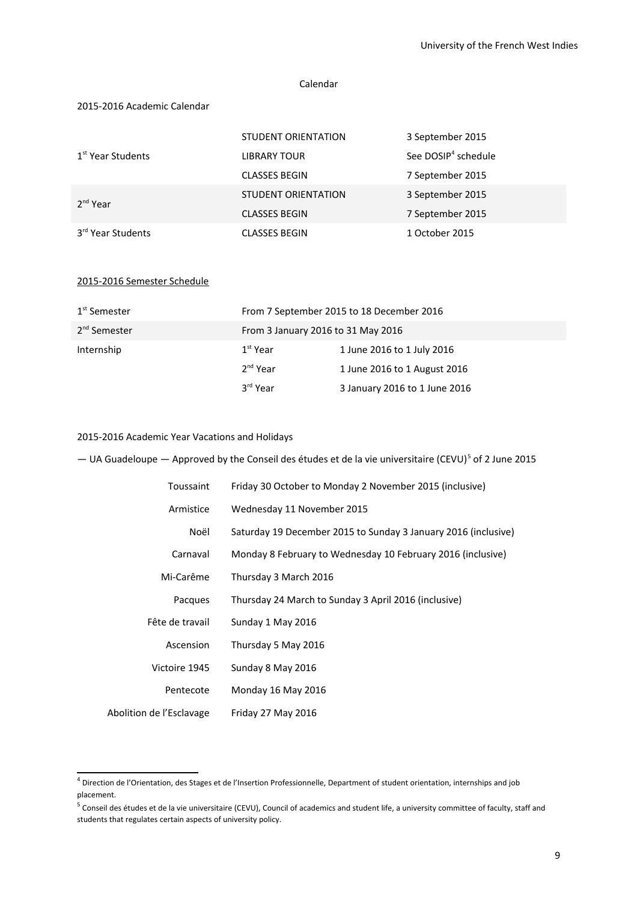## Calendar

### 2015-2016 Academic Calendar

| | | |
|---|---|---|
| 1st Year Students | STUDENT ORIENTATION | 3 September 2015 |
| | LIBRARY TOUR | See DOSIP[4] schedule |
| | CLASSES BEGIN | 7 September 2015 |
| 2nd Year | STUDENT ORIENTATION | 3 September 2015 |
| | CLASSES BEGIN | 7 September 2015 |
| 3rd Year Students | CLASSES BEGIN | 1 October 2015 |

### 2015-2016 Semester Schedule

| | | |
|---|---|---|
| 1st Semester | From 7 September 2015 to 18 December 2016 | |
| 2nd Semester | From 3 January 2016 to 31 May 2016 | |
| Internship | 1st Year | 1 June 2016 to 1 July 2016 |
| | 2nd Year | 1 June 2016 to 1 August 2016 |
| | 3rd Year | 3 January 2016 to 1 June 2016 |

### 2015-2016 Academic Year Vacations and Holidays

— UA Guadeloupe — Approved by the Conseil des études et de la vie universitaire (CEVU)[5] of 2 June 2015

| | |
|---|---|
| Toussaint | Friday 30 October to Monday 2 November 2015 (inclusive) |
| Armistice | Wednesday 11 November 2015 |
| Noël | Saturday 19 December 2015 to Sunday 3 January 2016 (inclusive) |
| Carnaval | Monday 8 February to Wednesday 10 February 2016 (inclusive) |
| Mi-Carême | Thursday 3 March 2016 |
| Pacques | Thursday 24 March to Sunday 3 April 2016 (inclusive) |
| Fête de travail | Sunday 1 May 2016 |
| Ascension | Thursday 5 May 2016 |
| Victoire 1945 | Sunday 8 May 2016 |
| Pentecote | Monday 16 May 2016 |
| Abolition de l'Esclavage | Friday 27 May 2016 |

---

[4] Direction de l'Orientation, des Stages et de l'Insertion Professionnelle, Department of student orientation, internships and job placement.

[5] Conseil des études et de la vie universitaire (CEVU), Council of academics and student life, a university committee of faculty, staff and students that regulates certain aspects of university policy.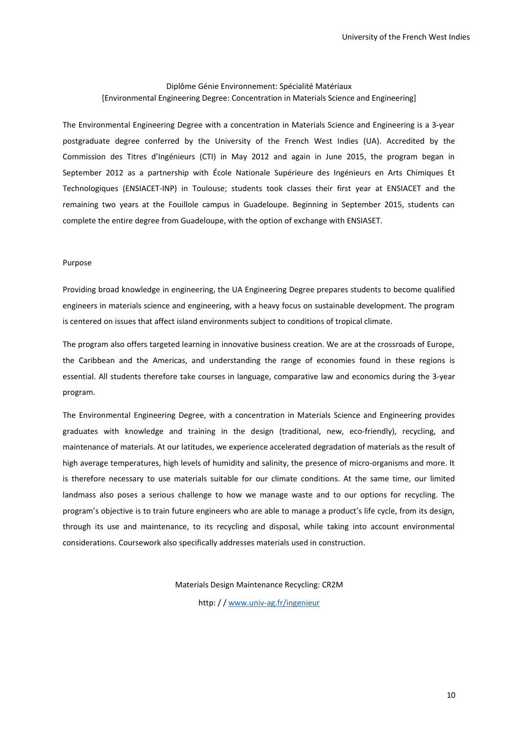## Diplôme Génie Environnement: Spécialité Matériaux
## [Environmental Engineering Degree: Concentration in Materials Science and Engineering]

The Environmental Engineering Degree with a concentration in Materials Science and Engineering is a 3-year postgraduate degree conferred by the University of the French West Indies (UA). Accredited by the Commission des Titres d'Ingénieurs (CTI) in May 2012 and again in June 2015, the program began in September 2012 as a partnership with École Nationale Supérieure des Ingénieurs en Arts Chimiques Et Technologiques (ENSIACET-INP) in Toulouse; students took classes their first year at ENSIACET and the remaining two years at the Fouillole campus in Guadeloupe. Beginning in September 2015, students can complete the entire degree from Guadeloupe, with the option of exchange with ENSIASET.

### Purpose

Providing broad knowledge in engineering, the UA Engineering Degree prepares students to become qualified engineers in materials science and engineering, with a heavy focus on sustainable development. The program is centered on issues that affect island environments subject to conditions of tropical climate.

The program also offers targeted learning in innovative business creation. We are at the crossroads of Europe, the Caribbean and the Americas, and understanding the range of economies found in these regions is essential. All students therefore take courses in language, comparative law and economics during the 3-year program.

The Environmental Engineering Degree, with a concentration in Materials Science and Engineering provides graduates with knowledge and training in the design (traditional, new, eco-friendly), recycling, and maintenance of materials. At our latitudes, we experience accelerated degradation of materials as the result of high average temperatures, high levels of humidity and salinity, the presence of micro-organisms and more. It is therefore necessary to use materials suitable for our climate conditions. At the same time, our limited landmass also poses a serious challenge to how we manage waste and to our options for recycling. The program's objective is to train future engineers who are able to manage a product's life cycle, from its design, through its use and maintenance, to its recycling and disposal, while taking into account environmental considerations. Coursework also specifically addresses materials used in construction.

Materials Design Maintenance Recycling: CR2M

http: / / www.univ-ag.fr/ingenieur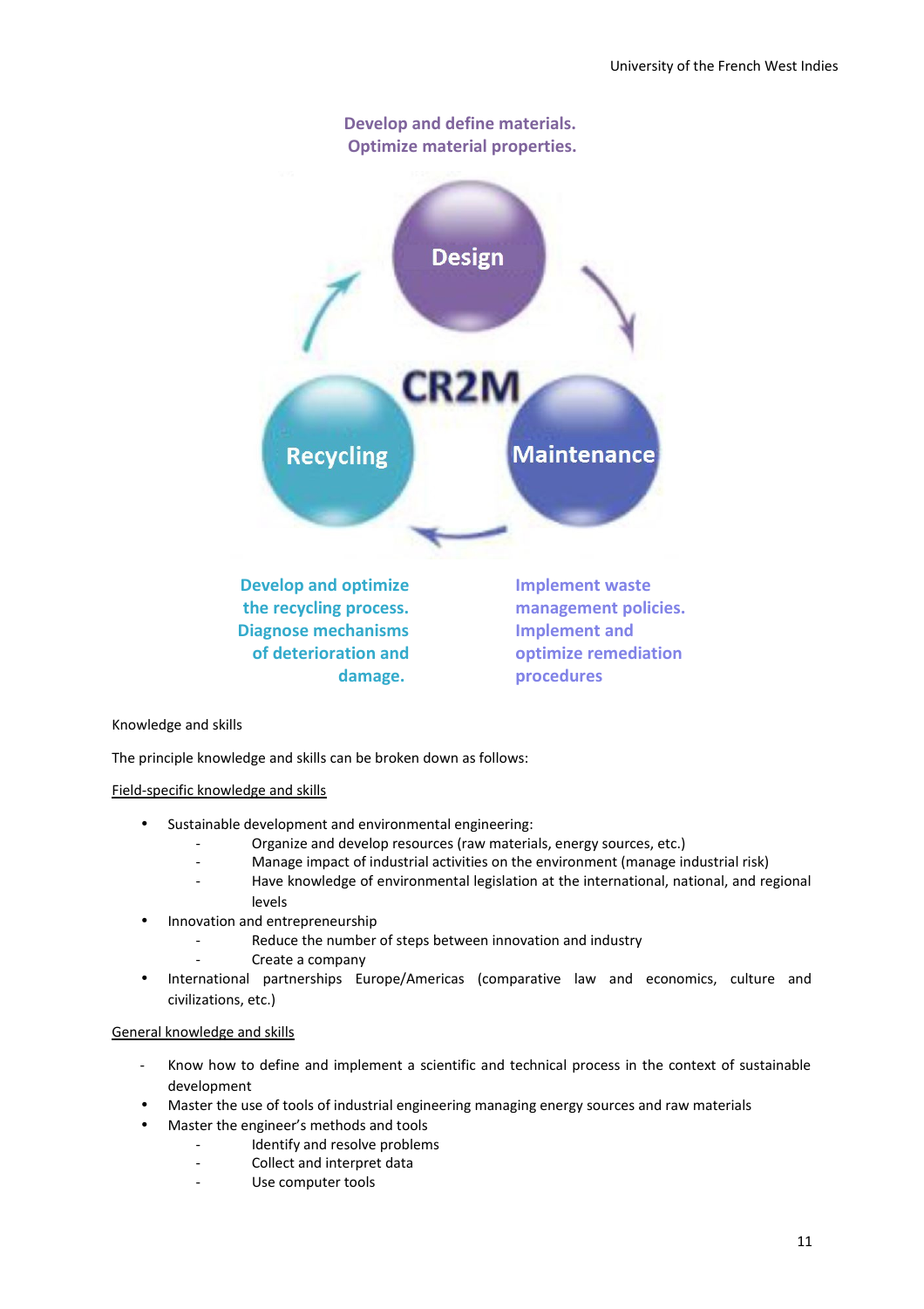Develop and define materials.
Optimize material properties.

Design

CR2M

Recycling

Maintenance

Develop and optimize the recycling process. Diagnose mechanisms of deterioration and damage.

Implement waste management policies. Implement and optimize remediation procedures

Knowledge and skills

The principle knowledge and skills can be broken down as follows:

<u>Field-specific knowledge and skills</u>

- Sustainable development and environmental engineering:
  - Organize and develop resources (raw materials, energy sources, etc.)
  - Manage impact of industrial activities on the environment (manage industrial risk)
  - Have knowledge of environmental legislation at the international, national, and regional levels
- Innovation and entrepreneurship
  - Reduce the number of steps between innovation and industry
  - Create a company
- International partnerships Europe/Americas (comparative law and economics, culture and civilizations, etc.)

<u>General knowledge and skills</u>

- Know how to define and implement a scientific and technical process in the context of sustainable development
- Master the use of tools of industrial engineering managing energy sources and raw materials
- Master the engineer's methods and tools
  - Identify and resolve problems
  - Collect and interpret data
  - Use computer tools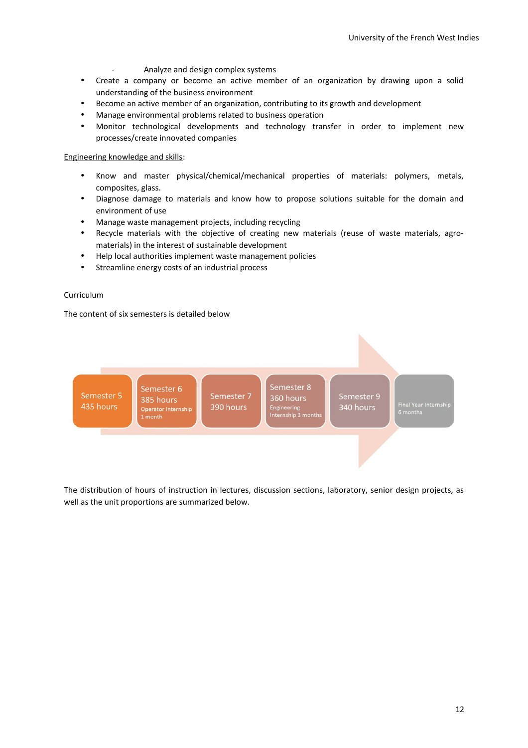- Analyze and design complex systems

- Create a company or become an active member of an organization by drawing upon a solid understanding of the business environment
- Become an active member of an organization, contributing to its growth and development
- Manage environmental problems related to business operation
- Monitor technological developments and technology transfer in order to implement new processes/create innovated companies

<u>Engineering knowledge and skills</u>:

- Know and master physical/chemical/mechanical properties of materials: polymers, metals, composites, glass.
- Diagnose damage to materials and know how to propose solutions suitable for the domain and environment of use
- Manage waste management projects, including recycling
- Recycle materials with the objective of creating new materials (reuse of waste materials, agro-materials) in the interest of sustainable development
- Help local authorities implement waste management policies
- Streamline energy costs of an industrial process

Curriculum

The content of six semesters is detailed below

| Semester 5 | Semester 6 | Semester 7 | Semester 8 | Semester 9 | Final Year Internship |
|---|---|---|---|---|---|
| 435 hours | 385 hours<br>Operator Internship 1 month | 390 hours | 360 hours<br>Engineering Internship 3 months | 340 hours | 6 months |

The distribution of hours of instruction in lectures, discussion sections, laboratory, senior design projects, as well as the unit proportions are summarized below.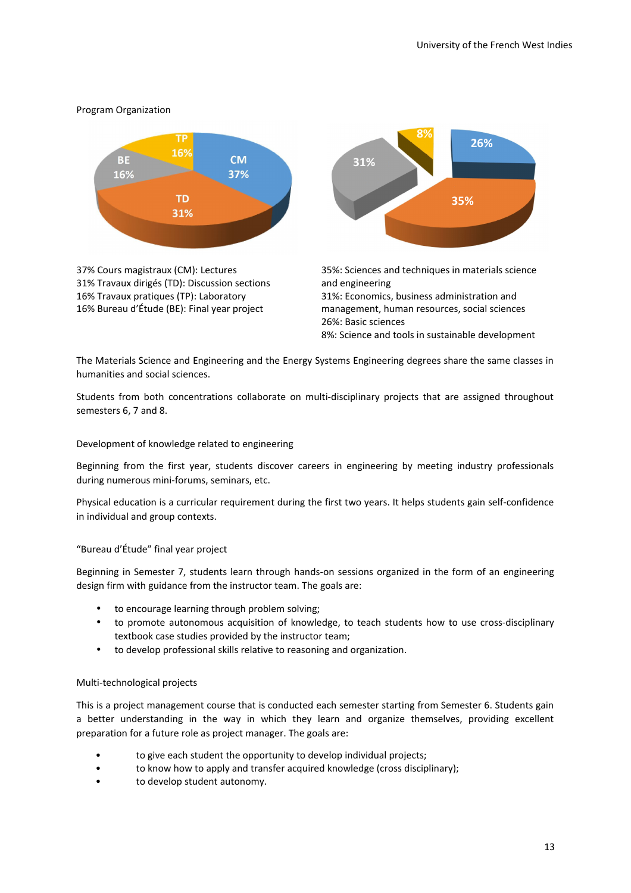## Program Organization

37% Cours magistraux (CM): Lectures
31% Travaux dirigés (TD): Discussion sections
16% Travaux pratiques (TP): Laboratory
16% Bureau d'Étude (BE): Final year project

35%: Sciences and techniques in materials science and engineering
31%: Economics, business administration and management, human resources, social sciences
26%: Basic sciences
8%: Science and tools in sustainable development

The Materials Science and Engineering and the Energy Systems Engineering degrees share the same classes in humanities and social sciences.

Students from both concentrations collaborate on multi-disciplinary projects that are assigned throughout semesters 6, 7 and 8.

## Development of knowledge related to engineering

Beginning from the first year, students discover careers in engineering by meeting industry professionals during numerous mini-forums, seminars, etc.

Physical education is a curricular requirement during the first two years. It helps students gain self-confidence in individual and group contexts.

## "Bureau d'Étude" final year project

Beginning in Semester 7, students learn through hands-on sessions organized in the form of an engineering design firm with guidance from the instructor team. The goals are:

- to encourage learning through problem solving;
- to promote autonomous acquisition of knowledge, to teach students how to use cross-disciplinary textbook case studies provided by the instructor team;
- to develop professional skills relative to reasoning and organization.

## Multi-technological projects

This is a project management course that is conducted each semester starting from Semester 6. Students gain a better understanding in the way in which they learn and organize themselves, providing excellent preparation for a future role as project manager. The goals are:

- to give each student the opportunity to develop individual projects;
- to know how to apply and transfer acquired knowledge (cross disciplinary);
- to develop student autonomy.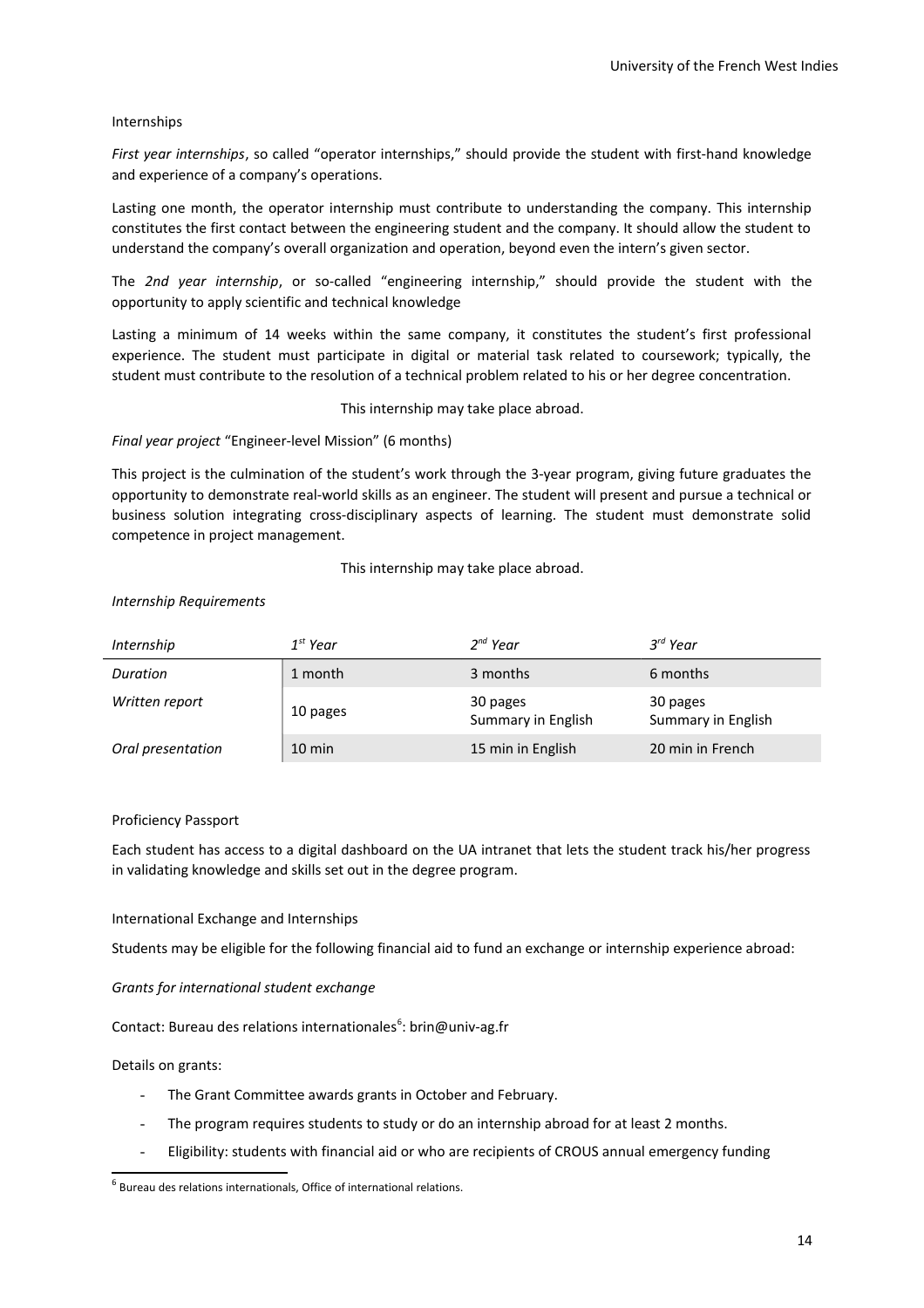## Internships

*First year internships*, so called "operator internships," should provide the student with first-hand knowledge and experience of a company's operations.

Lasting one month, the operator internship must contribute to understanding the company. This internship constitutes the first contact between the engineering student and the company. It should allow the student to understand the company's overall organization and operation, beyond even the intern's given sector.

The *2nd year internship*, or so-called "engineering internship," should provide the student with the opportunity to apply scientific and technical knowledge

Lasting a minimum of 14 weeks within the same company, it constitutes the student's first professional experience. The student must participate in digital or material task related to coursework; typically, the student must contribute to the resolution of a technical problem related to his or her degree concentration.

This internship may take place abroad.

*Final year project* "Engineer-level Mission" (6 months)

This project is the culmination of the student's work through the 3-year program, giving future graduates the opportunity to demonstrate real-world skills as an engineer. The student will present and pursue a technical or business solution integrating cross-disciplinary aspects of learning. The student must demonstrate solid competence in project management.

This internship may take place abroad.

*Internship Requirements*

| *Internship* | *1st Year* | *2nd Year* | *3rd Year* |
|---|---|---|---|
| *Duration* | 1 month | 3 months | 6 months |
| *Written report* | 10 pages | 30 pages Summary in English | 30 pages Summary in English |
| *Oral presentation* | 10 min | 15 min in English | 20 min in French |

## Proficiency Passport

Each student has access to a digital dashboard on the UA intranet that lets the student track his/her progress in validating knowledge and skills set out in the degree program.

## International Exchange and Internships

Students may be eligible for the following financial aid to fund an exchange or internship experience abroad:

*Grants for international student exchange*

Contact: Bureau des relations internationales[6]: brin@univ-ag.fr

Details on grants:

- The Grant Committee awards grants in October and February.
- The program requires students to study or do an internship abroad for at least 2 months.
- Eligibility: students with financial aid or who are recipients of CROUS annual emergency funding

[6] Bureau des relations internationals, Office of international relations.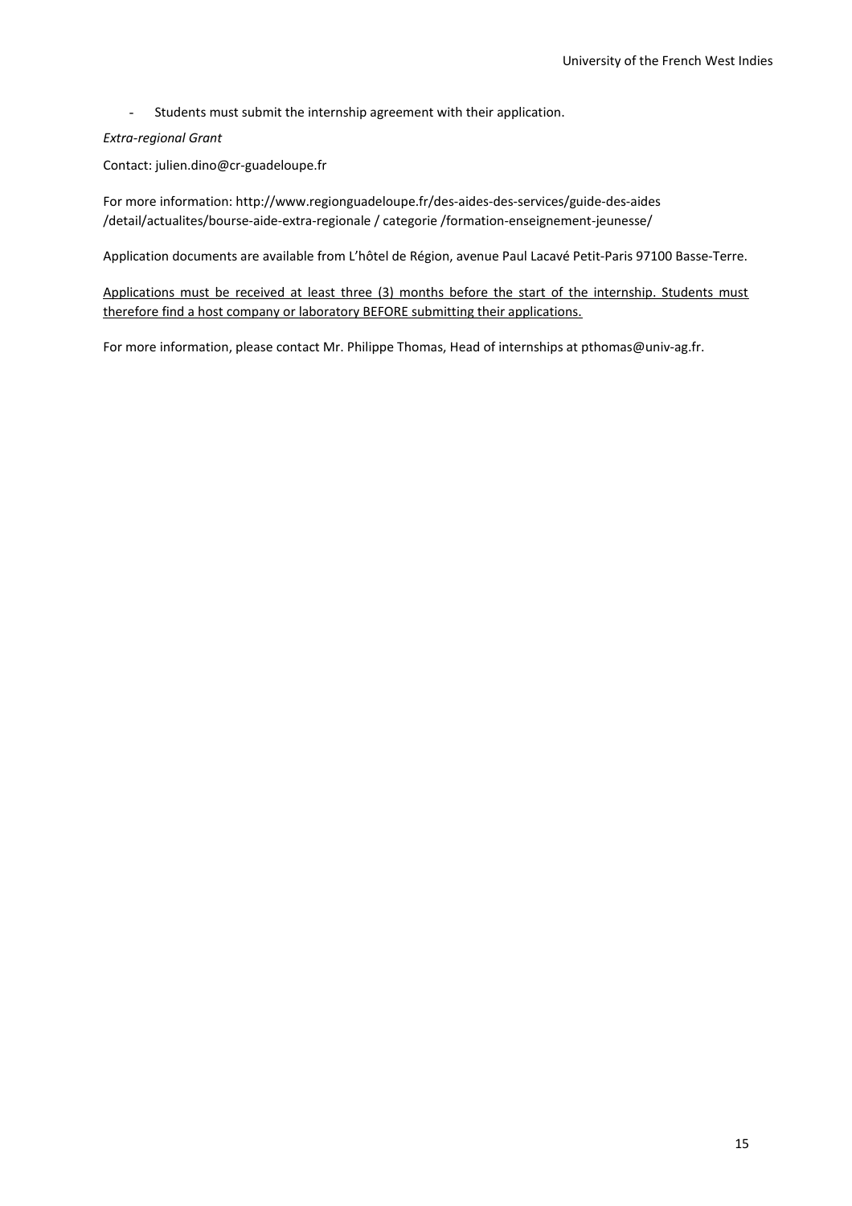- Students must submit the internship agreement with their application.

*Extra-regional Grant*

Contact: julien.dino@cr-guadeloupe.fr

For more information: http://www.regionguadeloupe.fr/des-aides-des-services/guide-des-aides /detail/actualites/bourse-aide-extra-regionale / categorie /formation-enseignement-jeunesse/

Application documents are available from L'hôtel de Région, avenue Paul Lacavé Petit-Paris 97100 Basse-Terre.

<u>Applications must be received at least three (3) months before the start of the internship. Students must therefore find a host company or laboratory BEFORE submitting their applications.</u>

For more information, please contact Mr. Philippe Thomas, Head of internships at pthomas@univ-ag.fr.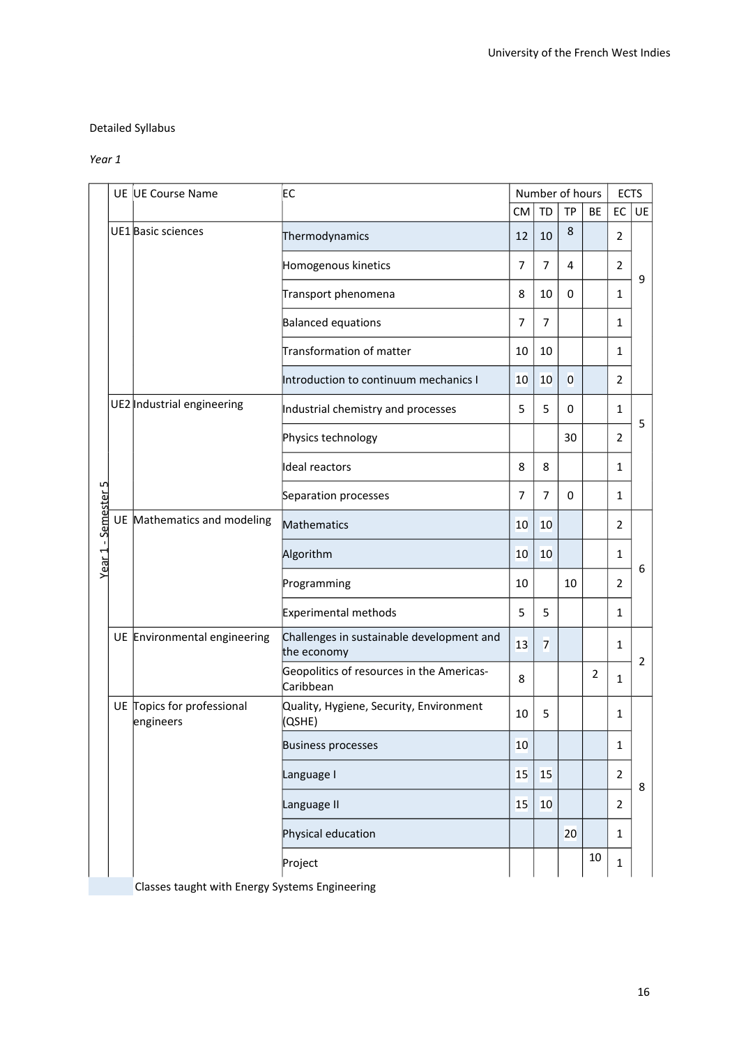Detailed Syllabus

*Year 1*

| | UE | UE Course Name | EC | Number of hours | | | | ECTS | |
|---|---|---|---|---|---|---|---|---|---|
| | | | | CM | TD | TP | BE | EC | UE |
| Year 1 - Semester 5 | UE1 | Basic sciences | Thermodynamics | 12 | 10 | 8 | | 2 | 9 |
| | | | Homogenous kinetics | 7 | 7 | 4 | | 2 | |
| | | | Transport phenomena | 8 | 10 | 0 | | 1 | |
| | | | Balanced equations | 7 | 7 | | | 1 | |
| | | | Transformation of matter | 10 | 10 | | | 1 | |
| | | | Introduction to continuum mechanics I | 10 | 10 | 0 | | 2 | |
| | UE2 | Industrial engineering | Industrial chemistry and processes | 5 | 5 | 0 | | 1 | 5 |
| | | | Physics technology | | | 30 | | 2 | |
| | | | Ideal reactors | 8 | 8 | | | 1 | |
| | | | Separation processes | 7 | 7 | 0 | | 1 | |
| | UE | Mathematics and modeling | Mathematics | 10 | 10 | | | 2 | 6 |
| | | | Algorithm | 10 | 10 | | | 1 | |
| | | | Programming | 10 | | 10 | | 2 | |
| | | | Experimental methods | 5 | 5 | | | 1 | |
| | UE | Environmental engineering | Challenges in sustainable development and the economy | 13 | 7 | | | 1 | 2 |
| | | | Geopolitics of resources in the Americas-Caribbean | 8 | | | 2 | 1 | |
| | UE | Topics for professional engineers | Quality, Hygiene, Security, Environment (QSHE) | 10 | 5 | | | 1 | 8 |
| | | | Business processes | 10 | | | | 1 | |
| | | | Language I | 15 | 15 | | | 2 | |
| | | | Language II | 15 | 10 | | | 2 | |
| | | | Physical education | | | 20 | | 1 | |
| | | | Project | | | | 10 | 1 | |

Classes taught with Energy Systems Engineering (shaded rows: Thermodynamics, Introduction to continuum mechanics I, Mathematics, Algorithm, Challenges in sustainable development and the economy, Business processes, Language I, Language II, Physical education)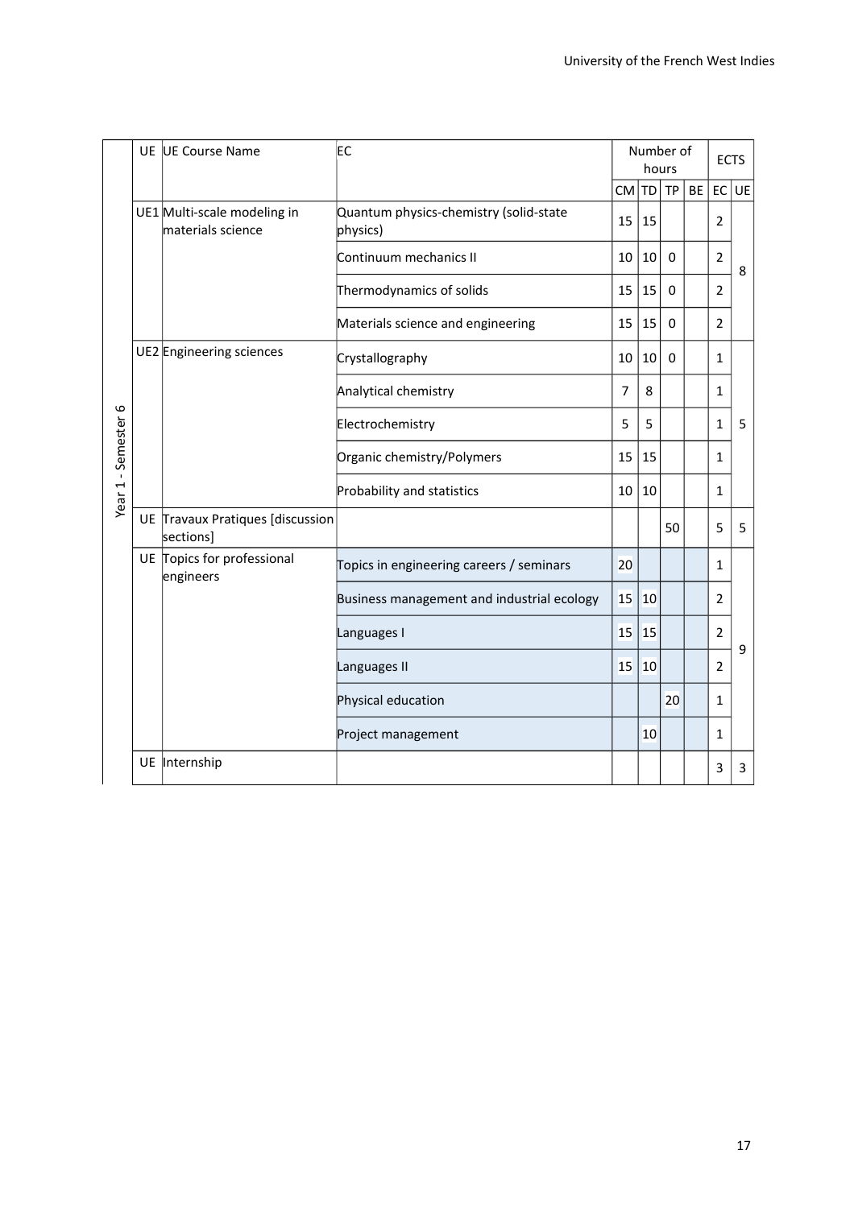| | UE | UE Course Name | EC | Number of hours | | | | ECTS | |
|---|---|---|---|---|---|---|---|---|---|
| | | | | CM | TD | TP | BE | EC | UE |
| Year 1 - Semester 6 | UE1 | Multi-scale modeling in materials science | Quantum physics-chemistry (solid-state physics) | 15 | 15 | | | 2 | 8 |
| | | | Continuum mechanics II | 10 | 10 | 0 | | 2 | |
| | | | Thermodynamics of solids | 15 | 15 | 0 | | 2 | |
| | | | Materials science and engineering | 15 | 15 | 0 | | 2 | |
| | UE2 | Engineering sciences | Crystallography | 10 | 10 | 0 | | 1 | 5 |
| | | | Analytical chemistry | 7 | 8 | | | 1 | |
| | | | Electrochemistry | 5 | 5 | | | 1 | |
| | | | Organic chemistry/Polymers | 15 | 15 | | | 1 | |
| | | | Probability and statistics | 10 | 10 | | | 1 | |
| | UE | Travaux Pratiques [discussion sections] | | | | 50 | | 5 | 5 |
| | UE | Topics for professional engineers | Topics in engineering careers / seminars | 20 | | | | 1 | 9 |
| | | | Business management and industrial ecology | 15 | 10 | | | 2 | |
| | | | Languages I | 15 | 15 | | | 2 | |
| | | | Languages II | 15 | 10 | | | 2 | |
| | | | Physical education | | | 20 | | 1 | |
| | | | Project management | | 10 | | | 1 | |
| | UE | Internship | | | | | | 3 | 3 |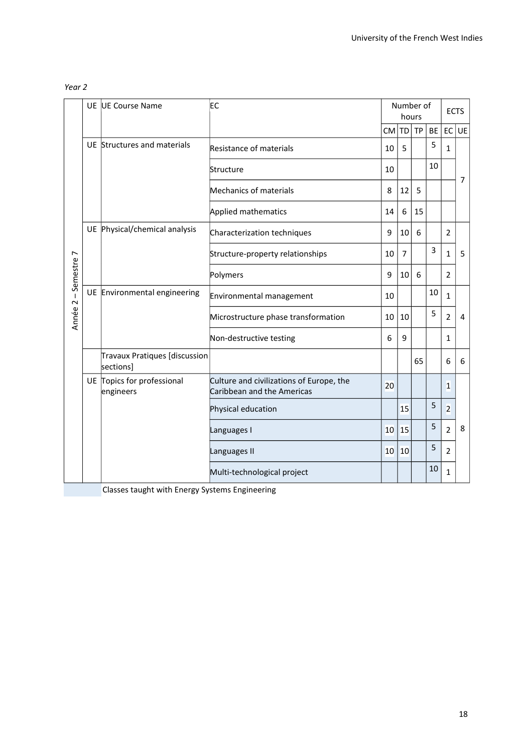*Year 2*

| | UE | UE Course Name | EC | Number of hours | | | | ECTS | |
|---|---|---|---|---|---|---|---|---|---|
| | | | | CM | TD | TP | BE | EC | UE |
| Année 2 – Semestre 7 | UE | Structures and materials | Resistance of materials | 10 | 5 | | 5 | 1 | 7 |
| | | | Structure | 10 | | | 10 | | |
| | | | Mechanics of materials | 8 | 12 | 5 | | | |
| | | | Applied mathematics | 14 | 6 | 15 | | | |
| | UE | Physical/chemical analysis | Characterization techniques | 9 | 10 | 6 | | 2 | 5 |
| | | | Structure-property relationships | 10 | 7 | | 3 | 1 | |
| | | | Polymers | 9 | 10 | 6 | | 2 | |
| | UE | Environmental engineering | Environmental management | 10 | | | 10 | 1 | 4 |
| | | | Microstructure phase transformation | 10 | 10 | | 5 | 2 | |
| | | | Non-destructive testing | 6 | 9 | | | 1 | |
| | | Travaux Pratiques [discussion sections] | | | | 65 | | 6 | 6 |
| | UE | Topics for professional engineers | Culture and civilizations of Europe, the Caribbean and the Americas | 20 | | | | 1 | 8 |
| | | | Physical education | | 15 | | 5 | 2 | |
| | | | Languages I | 10 | 15 | | 5 | 2 | |
| | | | Languages II | 10 | 10 | | 5 | 2 | |
| | | | Multi-technological project | | | | 10 | 1 | |

Classes taught with Energy Systems Engineering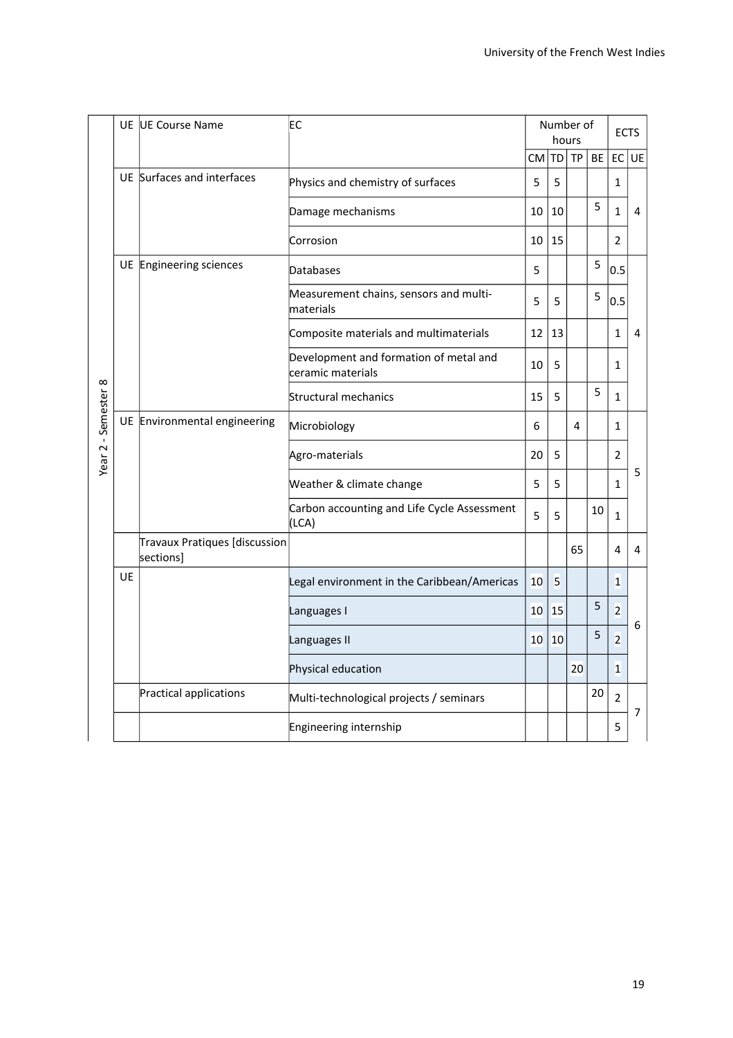| | UE | UE Course Name | EC | Number of hours | | | | ECTS | |
|---|---|---|---|---|---|---|---|---|---|
| | | | | CM | TD | TP | BE | EC | UE |
| Year 2 - Semester 8 | UE | Surfaces and interfaces | Physics and chemistry of surfaces | 5 | 5 | | | 1 | 4 |
| | | | Damage mechanisms | 10 | 10 | | 5 | 1 | |
| | | | Corrosion | 10 | 15 | | | 2 | |
| | UE | Engineering sciences | Databases | 5 | | | 5 | 0.5 | 4 |
| | | | Measurement chains, sensors and multi-materials | 5 | 5 | | 5 | 0.5 | |
| | | | Composite materials and multimaterials | 12 | 13 | | | 1 | |
| | | | Development and formation of metal and ceramic materials | 10 | 5 | | | 1 | |
| | | | Structural mechanics | 15 | 5 | | 5 | 1 | |
| | UE | Environmental engineering | Microbiology | 6 | | 4 | | 1 | 5 |
| | | | Agro-materials | 20 | 5 | | | 2 | |
| | | | Weather & climate change | 5 | 5 | | | 1 | |
| | | | Carbon accounting and Life Cycle Assessment (LCA) | 5 | 5 | | 10 | 1 | |
| | | Travaux Pratiques [discussion sections] | | | | 65 | | 4 | 4 |
| | UE | | Legal environment in the Caribbean/Americas | 10 | 5 | | | 1 | 6 |
| | | | Languages I | 10 | 15 | | 5 | 2 | |
| | | | Languages II | 10 | 10 | | 5 | 2 | |
| | | | Physical education | | | 20 | | 1 | |
| | | Practical applications | Multi-technological projects / seminars | | | | 20 | 2 | 7 |
| | | | Engineering internship | | | | | 5 | |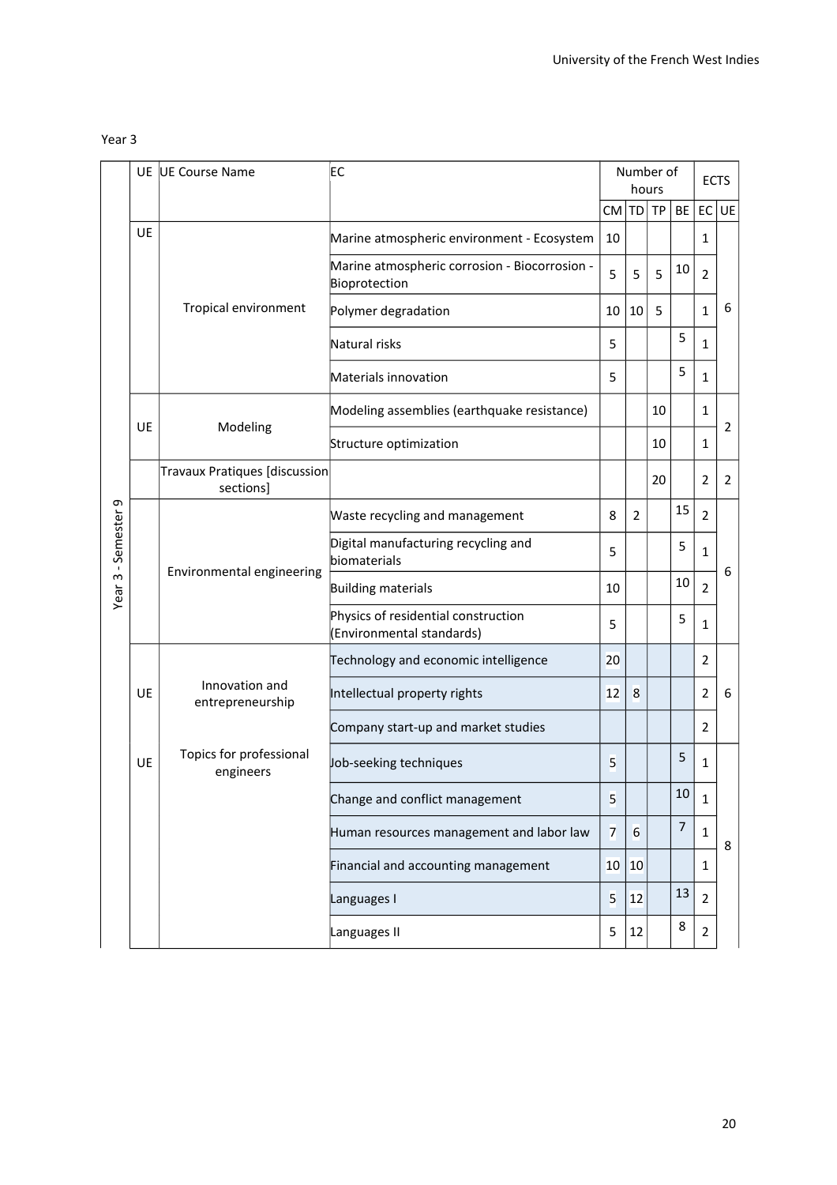Year 3

| | UE | UE Course Name | EC | Number of hours | | | | ECTS | |
|---|---|---|---|---|---|---|---|---|---|
| | | | | CM | TD | TP | BE | EC | UE |
| Year 3 - Semester 9 | UE | Tropical environment | Marine atmospheric environment - Ecosystem | 10 | | | | 1 | 6 |
| | | | Marine atmospheric corrosion - Biocorrosion - Bioprotection | 5 | 5 | 5 | 10 | 2 | |
| | | | Polymer degradation | 10 | 10 | 5 | | 1 | |
| | | | Natural risks | 5 | | | 5 | 1 | |
| | | | Materials innovation | 5 | | | 5 | 1 | |
| | UE | Modeling | Modeling assemblies (earthquake resistance) | | | 10 | | 1 | 2 |
| | | | Structure optimization | | | 10 | | 1 | |
| | | Travaux Pratiques [discussion sections] | | | | 20 | | 2 | 2 |
| | | Environmental engineering | Waste recycling and management | 8 | 2 | | 15 | 2 | 6 |
| | | | Digital manufacturing recycling and biomaterials | 5 | | | 5 | 1 | |
| | | | Building materials | 10 | | | 10 | 2 | |
| | | | Physics of residential construction (Environmental standards) | 5 | | | 5 | 1 | |
| | UE | Innovation and entrepreneurship | Technology and economic intelligence | 20 | | | | 2 | 6 |
| | | | Intellectual property rights | 12 | 8 | | | 2 | |
| | | | Company start-up and market studies | | | | | 2 | |
| | UE | Topics for professional engineers | Job-seeking techniques | 5 | | | 5 | 1 | 8 |
| | | | Change and conflict management | 5 | | | 10 | 1 | |
| | | | Human resources management and labor law | 7 | 6 | | 7 | 1 | |
| | | | Financial and accounting management | 10 | 10 | | | 1 | |
| | | | Languages I | 5 | 12 | | 13 | 2 | |
| | | | Languages II | 5 | 12 | | 8 | 2 | |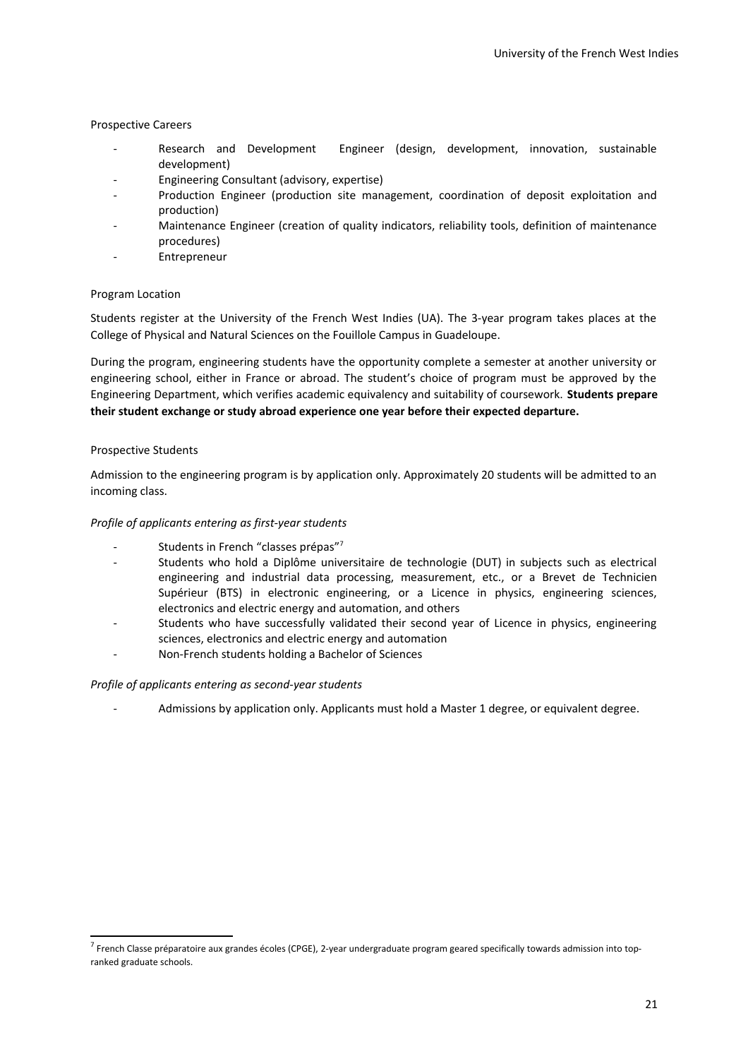Prospective Careers

- Research and Development Engineer (design, development, innovation, sustainable development)
- Engineering Consultant (advisory, expertise)
- Production Engineer (production site management, coordination of deposit exploitation and production)
- Maintenance Engineer (creation of quality indicators, reliability tools, definition of maintenance procedures)
- Entrepreneur

Program Location

Students register at the University of the French West Indies (UA). The 3-year program takes places at the College of Physical and Natural Sciences on the Fouillole Campus in Guadeloupe.

During the program, engineering students have the opportunity complete a semester at another university or engineering school, either in France or abroad. The student's choice of program must be approved by the Engineering Department, which verifies academic equivalency and suitability of coursework. **Students prepare their student exchange or study abroad experience one year before their expected departure.**

Prospective Students

Admission to the engineering program is by application only. Approximately 20 students will be admitted to an incoming class.

*Profile of applicants entering as first-year students*

- Students in French "classes prépas"[7]
- Students who hold a Diplôme universitaire de technologie (DUT) in subjects such as electrical engineering and industrial data processing, measurement, etc., or a Brevet de Technicien Supérieur (BTS) in electronic engineering, or a Licence in physics, engineering sciences, electronics and electric energy and automation, and others
- Students who have successfully validated their second year of Licence in physics, engineering sciences, electronics and electric energy and automation
- Non-French students holding a Bachelor of Sciences

*Profile of applicants entering as second-year students*

- Admissions by application only. Applicants must hold a Master 1 degree, or equivalent degree.

[7] French Classe préparatoire aux grandes écoles (CPGE), 2-year undergraduate program geared specifically towards admission into top-ranked graduate schools.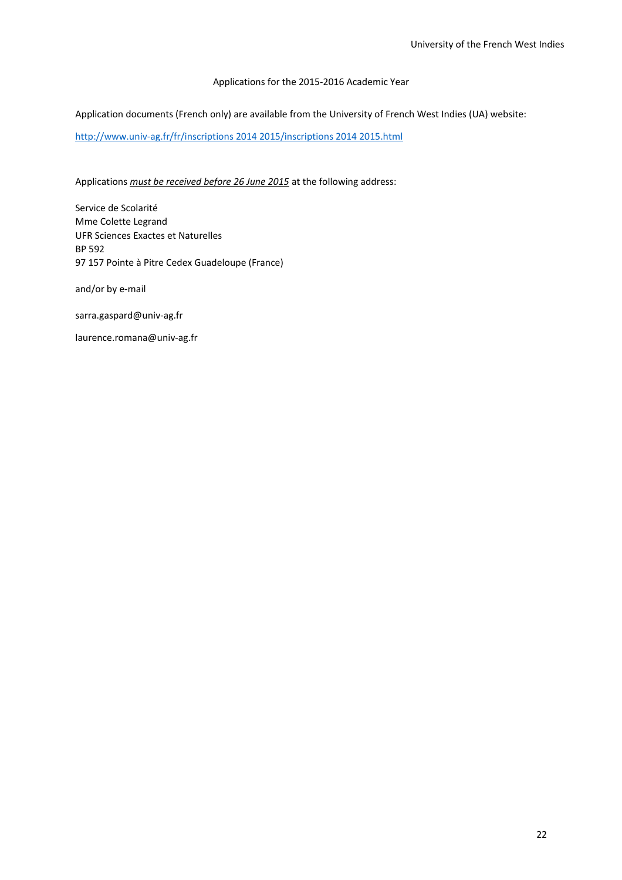Applications for the 2015-2016 Academic Year

Application documents (French only) are available from the University of French West Indies (UA) website:

[http://www.univ-ag.fr/fr/inscriptions 2014 2015/inscriptions 2014 2015.html](http://www.univ-ag.fr/fr/inscriptions 2014 2015/inscriptions 2014 2015.html)

Applications ***must be received before 26 June 2015*** at the following address:

Service de Scolarité  
Mme Colette Legrand  
UFR Sciences Exactes et Naturelles  
BP 592  
97 157 Pointe à Pitre Cedex Guadeloupe (France)

and/or by e-mail

sarra.gaspard@univ-ag.fr

laurence.romana@univ-ag.fr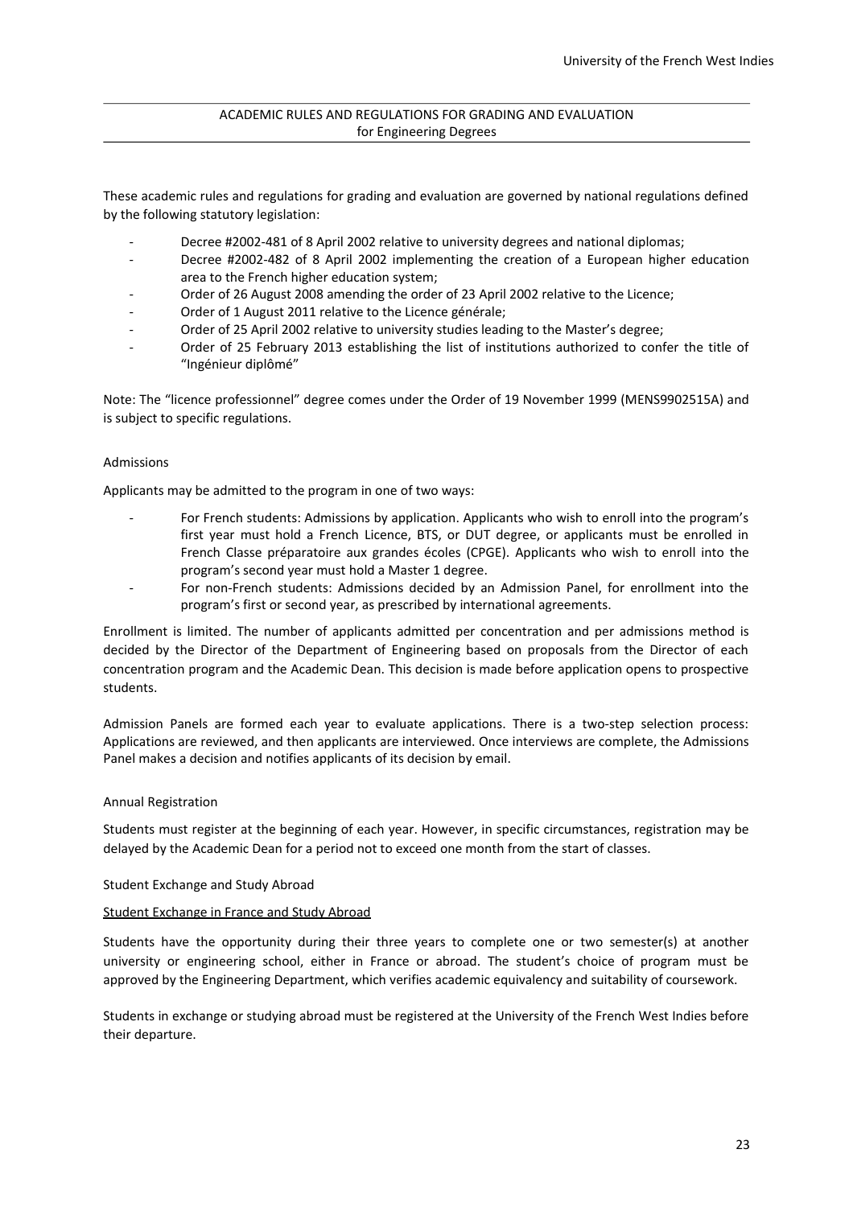## ACADEMIC RULES AND REGULATIONS FOR GRADING AND EVALUATION for Engineering Degrees

These academic rules and regulations for grading and evaluation are governed by national regulations defined by the following statutory legislation:

- Decree #2002-481 of 8 April 2002 relative to university degrees and national diplomas;
- Decree #2002-482 of 8 April 2002 implementing the creation of a European higher education area to the French higher education system;
- Order of 26 August 2008 amending the order of 23 April 2002 relative to the Licence;
- Order of 1 August 2011 relative to the Licence générale;
- Order of 25 April 2002 relative to university studies leading to the Master's degree;
- Order of 25 February 2013 establishing the list of institutions authorized to confer the title of "Ingénieur diplômé"

Note: The "licence professionnel" degree comes under the Order of 19 November 1999 (MENS9902515A) and is subject to specific regulations.

### Admissions

Applicants may be admitted to the program in one of two ways:

- For French students: Admissions by application. Applicants who wish to enroll into the program's first year must hold a French Licence, BTS, or DUT degree, or applicants must be enrolled in French Classe préparatoire aux grandes écoles (CPGE). Applicants who wish to enroll into the program's second year must hold a Master 1 degree.
- For non-French students: Admissions decided by an Admission Panel, for enrollment into the program's first or second year, as prescribed by international agreements.

Enrollment is limited. The number of applicants admitted per concentration and per admissions method is decided by the Director of the Department of Engineering based on proposals from the Director of each concentration program and the Academic Dean. This decision is made before application opens to prospective students.

Admission Panels are formed each year to evaluate applications. There is a two-step selection process: Applications are reviewed, and then applicants are interviewed. Once interviews are complete, the Admissions Panel makes a decision and notifies applicants of its decision by email.

### Annual Registration

Students must register at the beginning of each year. However, in specific circumstances, registration may be delayed by the Academic Dean for a period not to exceed one month from the start of classes.

### Student Exchange and Study Abroad

#### Student Exchange in France and Study Abroad

Students have the opportunity during their three years to complete one or two semester(s) at another university or engineering school, either in France or abroad. The student's choice of program must be approved by the Engineering Department, which verifies academic equivalency and suitability of coursework.

Students in exchange or studying abroad must be registered at the University of the French West Indies before their departure.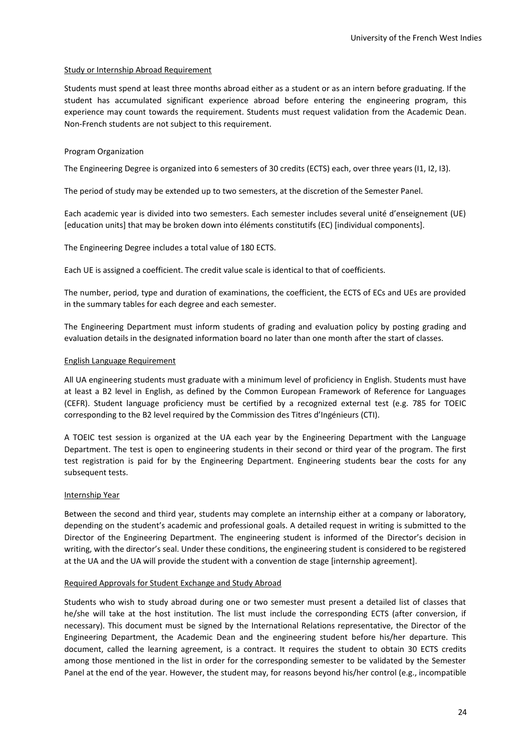### Study or Internship Abroad Requirement

Students must spend at least three months abroad either as a student or as an intern before graduating. If the student has accumulated significant experience abroad before entering the engineering program, this experience may count towards the requirement. Students must request validation from the Academic Dean. Non-French students are not subject to this requirement.

### Program Organization

The Engineering Degree is organized into 6 semesters of 30 credits (ECTS) each, over three years (I1, I2, I3).

The period of study may be extended up to two semesters, at the discretion of the Semester Panel.

Each academic year is divided into two semesters. Each semester includes several unité d'enseignement (UE) [education units] that may be broken down into éléments constitutifs (EC) [individual components].

The Engineering Degree includes a total value of 180 ECTS.

Each UE is assigned a coefficient. The credit value scale is identical to that of coefficients.

The number, period, type and duration of examinations, the coefficient, the ECTS of ECs and UEs are provided in the summary tables for each degree and each semester.

The Engineering Department must inform students of grading and evaluation policy by posting grading and evaluation details in the designated information board no later than one month after the start of classes.

### English Language Requirement

All UA engineering students must graduate with a minimum level of proficiency in English. Students must have at least a B2 level in English, as defined by the Common European Framework of Reference for Languages (CEFR). Student language proficiency must be certified by a recognized external test (e.g. 785 for TOEIC corresponding to the B2 level required by the Commission des Titres d'Ingénieurs (CTI).

A TOEIC test session is organized at the UA each year by the Engineering Department with the Language Department. The test is open to engineering students in their second or third year of the program. The first test registration is paid for by the Engineering Department. Engineering students bear the costs for any subsequent tests.

### Internship Year

Between the second and third year, students may complete an internship either at a company or laboratory, depending on the student's academic and professional goals. A detailed request in writing is submitted to the Director of the Engineering Department. The engineering student is informed of the Director's decision in writing, with the director's seal. Under these conditions, the engineering student is considered to be registered at the UA and the UA will provide the student with a convention de stage [internship agreement].

### Required Approvals for Student Exchange and Study Abroad

Students who wish to study abroad during one or two semester must present a detailed list of classes that he/she will take at the host institution. The list must include the corresponding ECTS (after conversion, if necessary). This document must be signed by the International Relations representative, the Director of the Engineering Department, the Academic Dean and the engineering student before his/her departure. This document, called the learning agreement, is a contract. It requires the student to obtain 30 ECTS credits among those mentioned in the list in order for the corresponding semester to be validated by the Semester Panel at the end of the year. However, the student may, for reasons beyond his/her control (e.g., incompatible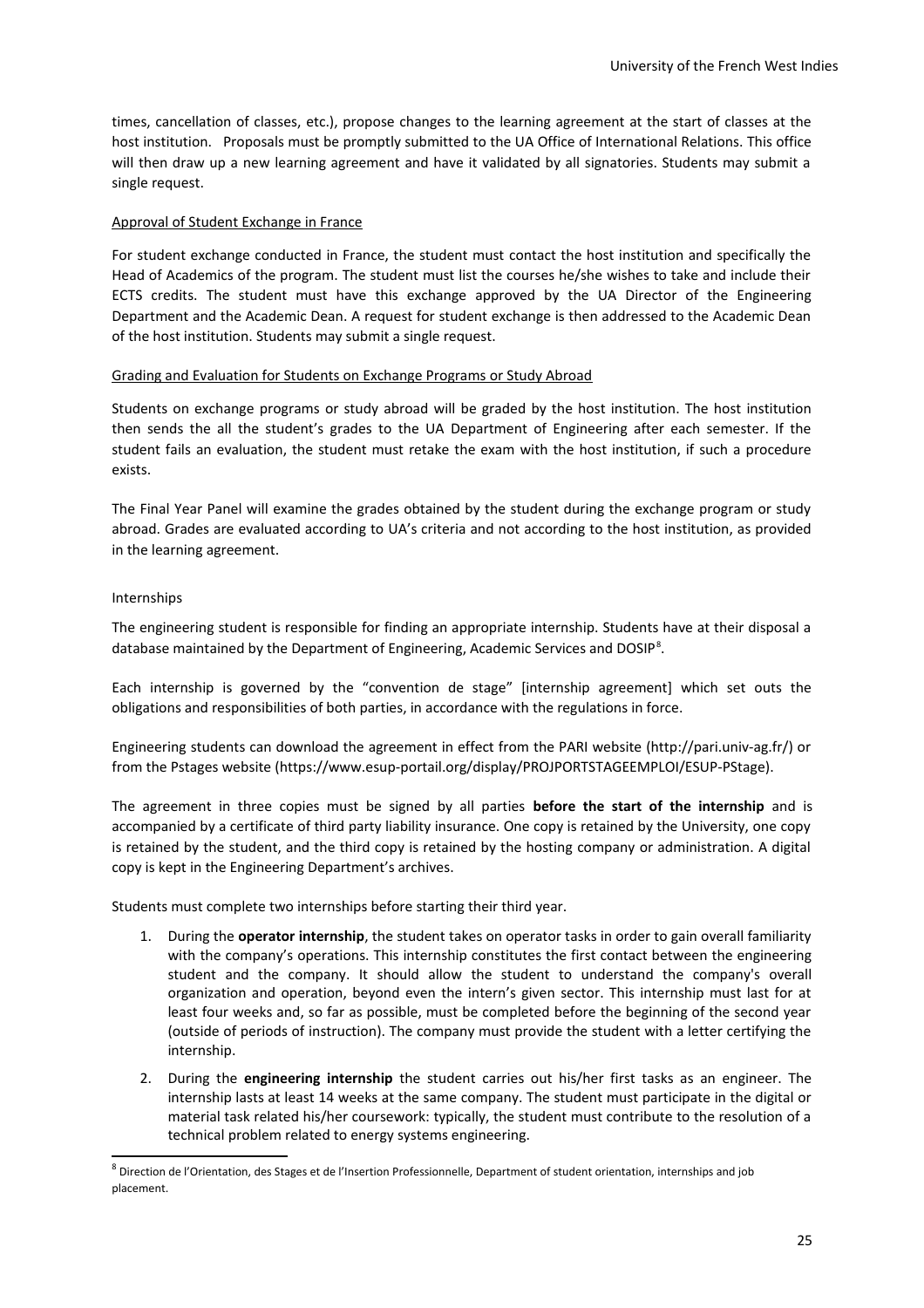times, cancellation of classes, etc.), propose changes to the learning agreement at the start of classes at the host institution. Proposals must be promptly submitted to the UA Office of International Relations. This office will then draw up a new learning agreement and have it validated by all signatories. Students may submit a single request.

<u>Approval of Student Exchange in France</u>

For student exchange conducted in France, the student must contact the host institution and specifically the Head of Academics of the program. The student must list the courses he/she wishes to take and include their ECTS credits. The student must have this exchange approved by the UA Director of the Engineering Department and the Academic Dean. A request for student exchange is then addressed to the Academic Dean of the host institution. Students may submit a single request.

<u>Grading and Evaluation for Students on Exchange Programs or Study Abroad</u>

Students on exchange programs or study abroad will be graded by the host institution. The host institution then sends the all the student's grades to the UA Department of Engineering after each semester. If the student fails an evaluation, the student must retake the exam with the host institution, if such a procedure exists.

The Final Year Panel will examine the grades obtained by the student during the exchange program or study abroad. Grades are evaluated according to UA's criteria and not according to the host institution, as provided in the learning agreement.

Internships

The engineering student is responsible for finding an appropriate internship. Students have at their disposal a database maintained by the Department of Engineering, Academic Services and DOSIP[8].

Each internship is governed by the "convention de stage" [internship agreement] which set outs the obligations and responsibilities of both parties, in accordance with the regulations in force.

Engineering students can download the agreement in effect from the PARI website (http://pari.univ-ag.fr/) or from the Pstages website (https://www.esup-portail.org/display/PROJPORTSTAGEEMPLOI/ESUP-PStage).

The agreement in three copies must be signed by all parties **before the start of the internship** and is accompanied by a certificate of third party liability insurance. One copy is retained by the University, one copy is retained by the student, and the third copy is retained by the hosting company or administration. A digital copy is kept in the Engineering Department's archives.

Students must complete two internships before starting their third year.

1. During the **operator internship**, the student takes on operator tasks in order to gain overall familiarity with the company's operations. This internship constitutes the first contact between the engineering student and the company. It should allow the student to understand the company's overall organization and operation, beyond even the intern's given sector. This internship must last for at least four weeks and, so far as possible, must be completed before the beginning of the second year (outside of periods of instruction). The company must provide the student with a letter certifying the internship.
2. During the **engineering internship** the student carries out his/her first tasks as an engineer. The internship lasts at least 14 weeks at the same company. The student must participate in the digital or material task related his/her coursework: typically, the student must contribute to the resolution of a technical problem related to energy systems engineering.

[8] Direction de l'Orientation, des Stages et de l'Insertion Professionnelle, Department of student orientation, internships and job placement.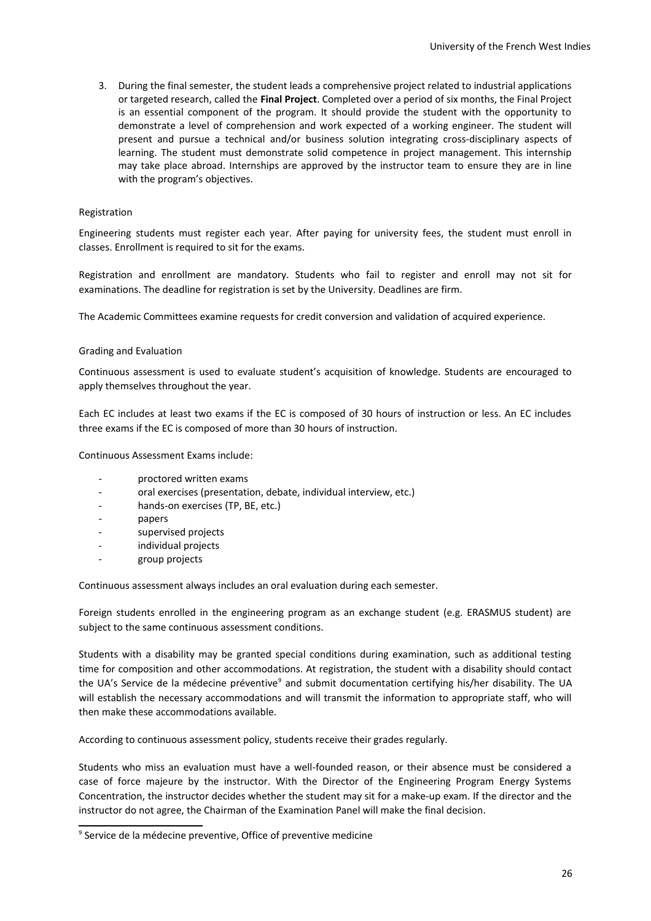3. During the final semester, the student leads a comprehensive project related to industrial applications or targeted research, called the **Final Project**. Completed over a period of six months, the Final Project is an essential component of the program. It should provide the student with the opportunity to demonstrate a level of comprehension and work expected of a working engineer. The student will present and pursue a technical and/or business solution integrating cross-disciplinary aspects of learning. The student must demonstrate solid competence in project management. This internship may take place abroad. Internships are approved by the instructor team to ensure they are in line with the program's objectives.

Registration

Engineering students must register each year. After paying for university fees, the student must enroll in classes. Enrollment is required to sit for the exams.

Registration and enrollment are mandatory. Students who fail to register and enroll may not sit for examinations. The deadline for registration is set by the University. Deadlines are firm.

The Academic Committees examine requests for credit conversion and validation of acquired experience.

Grading and Evaluation

Continuous assessment is used to evaluate student's acquisition of knowledge. Students are encouraged to apply themselves throughout the year.

Each EC includes at least two exams if the EC is composed of 30 hours of instruction or less. An EC includes three exams if the EC is composed of more than 30 hours of instruction.

Continuous Assessment Exams include:

- proctored written exams
- oral exercises (presentation, debate, individual interview, etc.)
- hands-on exercises (TP, BE, etc.)
- papers
- supervised projects
- individual projects
- group projects

Continuous assessment always includes an oral evaluation during each semester.

Foreign students enrolled in the engineering program as an exchange student (e.g. ERASMUS student) are subject to the same continuous assessment conditions.

Students with a disability may be granted special conditions during examination, such as additional testing time for composition and other accommodations. At registration, the student with a disability should contact the UA's Service de la médecine préventive[9] and submit documentation certifying his/her disability. The UA will establish the necessary accommodations and will transmit the information to appropriate staff, who will then make these accommodations available.

According to continuous assessment policy, students receive their grades regularly.

Students who miss an evaluation must have a well-founded reason, or their absence must be considered a case of force majeure by the instructor. With the Director of the Engineering Program Energy Systems Concentration, the instructor decides whether the student may sit for a make-up exam. If the director and the instructor do not agree, the Chairman of the Examination Panel will make the final decision.

[9] Service de la médecine preventive, Office of preventive medicine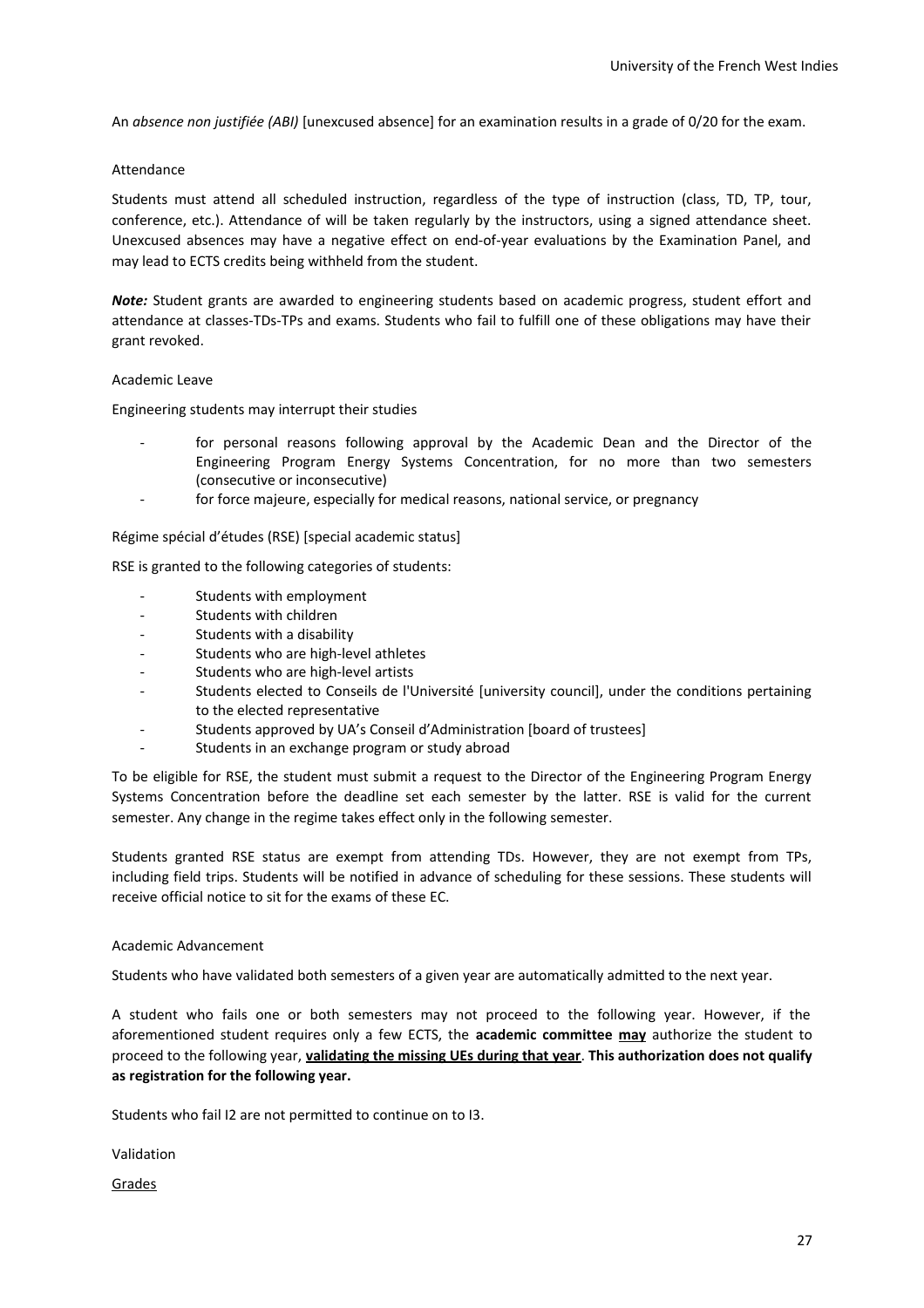An *absence non justifiée (ABI)* [unexcused absence] for an examination results in a grade of 0/20 for the exam.

### Attendance

Students must attend all scheduled instruction, regardless of the type of instruction (class, TD, TP, tour, conference, etc.). Attendance of will be taken regularly by the instructors, using a signed attendance sheet. Unexcused absences may have a negative effect on end-of-year evaluations by the Examination Panel, and may lead to ECTS credits being withheld from the student.

***Note:*** Student grants are awarded to engineering students based on academic progress, student effort and attendance at classes-TDs-TPs and exams. Students who fail to fulfill one of these obligations may have their grant revoked.

### Academic Leave

Engineering students may interrupt their studies

- for personal reasons following approval by the Academic Dean and the Director of the Engineering Program Energy Systems Concentration, for no more than two semesters (consecutive or inconsecutive)
- for force majeure, especially for medical reasons, national service, or pregnancy

### Régime spécial d'études (RSE) [special academic status]

RSE is granted to the following categories of students:

- Students with employment
- Students with children
- Students with a disability
- Students who are high-level athletes
- Students who are high-level artists
- Students elected to Conseils de l'Université [university council], under the conditions pertaining to the elected representative
- Students approved by UA's Conseil d'Administration [board of trustees]
- Students in an exchange program or study abroad

To be eligible for RSE, the student must submit a request to the Director of the Engineering Program Energy Systems Concentration before the deadline set each semester by the latter. RSE is valid for the current semester. Any change in the regime takes effect only in the following semester.

Students granted RSE status are exempt from attending TDs. However, they are not exempt from TPs, including field trips. Students will be notified in advance of scheduling for these sessions. These students will receive official notice to sit for the exams of these EC.

### Academic Advancement

Students who have validated both semesters of a given year are automatically admitted to the next year.

A student who fails one or both semesters may not proceed to the following year. However, if the aforementioned student requires only a few ECTS, the **academic committee <u>may</u>** authorize the student to proceed to the following year, **<u>validating the missing UEs during that year</u>**. **This authorization does not qualify as registration for the following year.**

Students who fail I2 are not permitted to continue on to I3.

### Validation

<u>Grades</u>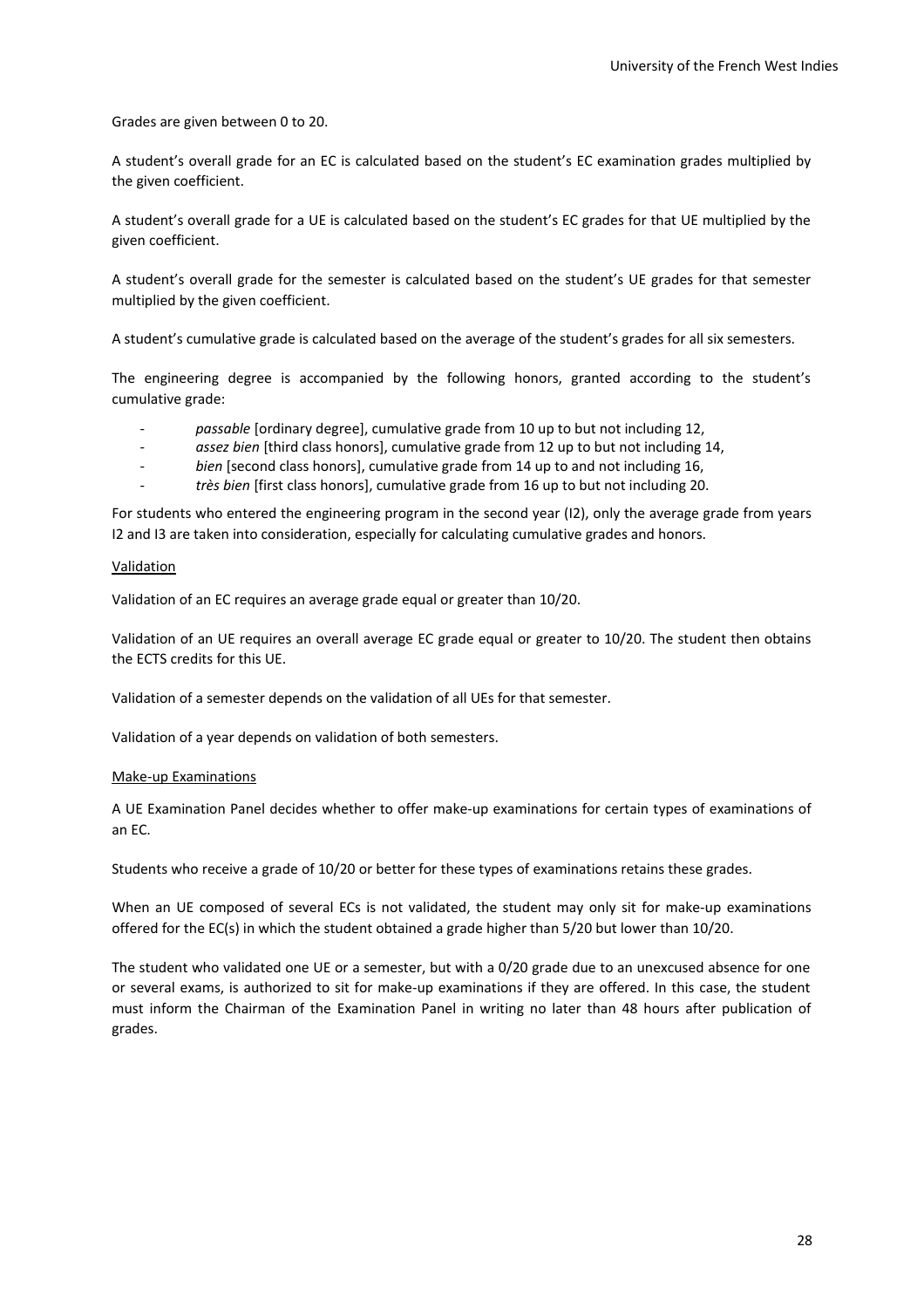Grades are given between 0 to 20.

A student's overall grade for an EC is calculated based on the student's EC examination grades multiplied by the given coefficient.

A student's overall grade for a UE is calculated based on the student's EC grades for that UE multiplied by the given coefficient.

A student's overall grade for the semester is calculated based on the student's UE grades for that semester multiplied by the given coefficient.

A student's cumulative grade is calculated based on the average of the student's grades for all six semesters.

The engineering degree is accompanied by the following honors, granted according to the student's cumulative grade:

- *passable* [ordinary degree], cumulative grade from 10 up to but not including 12,
- *assez bien* [third class honors], cumulative grade from 12 up to but not including 14,
- *bien* [second class honors], cumulative grade from 14 up to and not including 16,
- *très bien* [first class honors], cumulative grade from 16 up to but not including 20.

For students who entered the engineering program in the second year (I2), only the average grade from years I2 and I3 are taken into consideration, especially for calculating cumulative grades and honors.

<u>Validation</u>

Validation of an EC requires an average grade equal or greater than 10/20.

Validation of an UE requires an overall average EC grade equal or greater to 10/20. The student then obtains the ECTS credits for this UE.

Validation of a semester depends on the validation of all UEs for that semester.

Validation of a year depends on validation of both semesters.

<u>Make-up Examinations</u>

A UE Examination Panel decides whether to offer make-up examinations for certain types of examinations of an EC.

Students who receive a grade of 10/20 or better for these types of examinations retains these grades.

When an UE composed of several ECs is not validated, the student may only sit for make-up examinations offered for the EC(s) in which the student obtained a grade higher than 5/20 but lower than 10/20.

The student who validated one UE or a semester, but with a 0/20 grade due to an unexcused absence for one or several exams, is authorized to sit for make-up examinations if they are offered. In this case, the student must inform the Chairman of the Examination Panel in writing no later than 48 hours after publication of grades.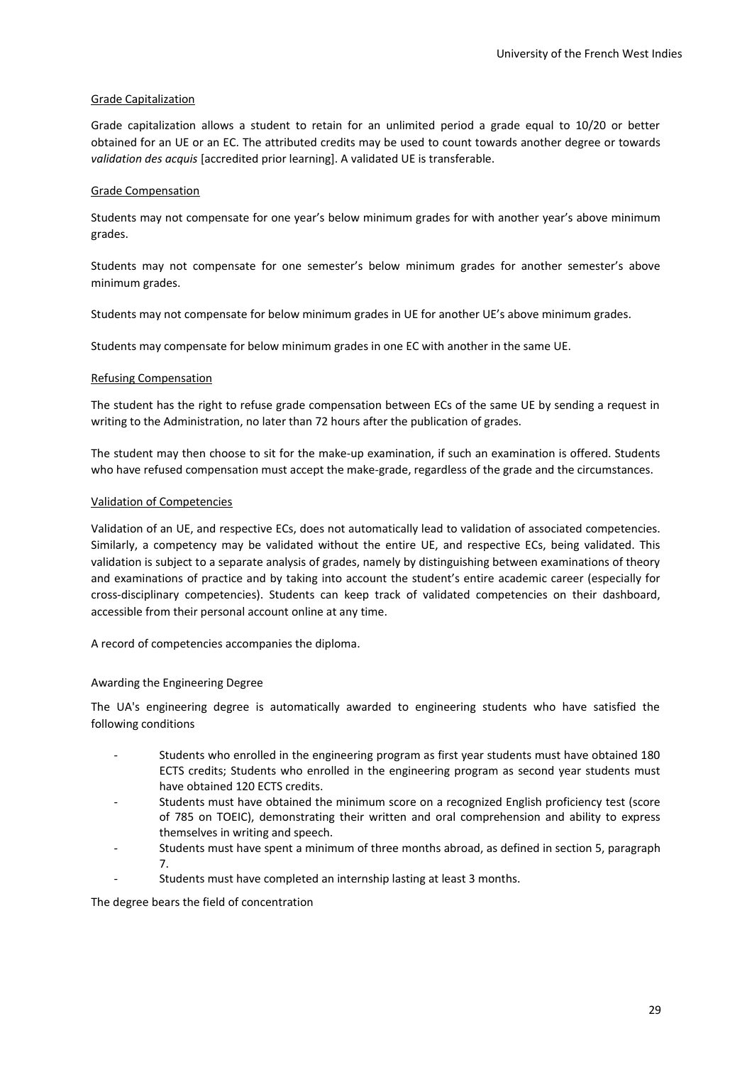## Grade Capitalization

Grade capitalization allows a student to retain for an unlimited period a grade equal to 10/20 or better obtained for an UE or an EC. The attributed credits may be used to count towards another degree or towards *validation des acquis* [accredited prior learning]. A validated UE is transferable.

## Grade Compensation

Students may not compensate for one year's below minimum grades for with another year's above minimum grades.

Students may not compensate for one semester's below minimum grades for another semester's above minimum grades.

Students may not compensate for below minimum grades in UE for another UE's above minimum grades.

Students may compensate for below minimum grades in one EC with another in the same UE.

## Refusing Compensation

The student has the right to refuse grade compensation between ECs of the same UE by sending a request in writing to the Administration, no later than 72 hours after the publication of grades.

The student may then choose to sit for the make-up examination, if such an examination is offered. Students who have refused compensation must accept the make-grade, regardless of the grade and the circumstances.

## Validation of Competencies

Validation of an UE, and respective ECs, does not automatically lead to validation of associated competencies. Similarly, a competency may be validated without the entire UE, and respective ECs, being validated. This validation is subject to a separate analysis of grades, namely by distinguishing between examinations of theory and examinations of practice and by taking into account the student's entire academic career (especially for cross-disciplinary competencies). Students can keep track of validated competencies on their dashboard, accessible from their personal account online at any time.

A record of competencies accompanies the diploma.

## Awarding the Engineering Degree

The UA's engineering degree is automatically awarded to engineering students who have satisfied the following conditions

- Students who enrolled in the engineering program as first year students must have obtained 180 ECTS credits; Students who enrolled in the engineering program as second year students must have obtained 120 ECTS credits.
- Students must have obtained the minimum score on a recognized English proficiency test (score of 785 on TOEIC), demonstrating their written and oral comprehension and ability to express themselves in writing and speech.
- Students must have spent a minimum of three months abroad, as defined in section 5, paragraph 7.
- Students must have completed an internship lasting at least 3 months.

The degree bears the field of concentration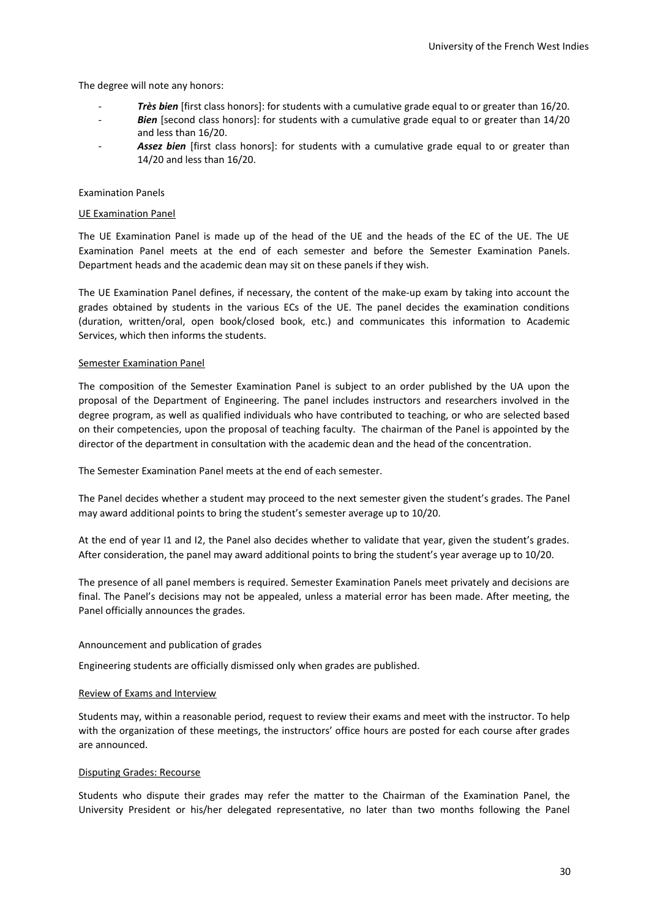The degree will note any honors:

- ***Très bien*** [first class honors]: for students with a cumulative grade equal to or greater than 16/20.
- ***Bien*** [second class honors]: for students with a cumulative grade equal to or greater than 14/20 and less than 16/20.
- ***Assez bien*** [first class honors]: for students with a cumulative grade equal to or greater than 14/20 and less than 16/20.

## Examination Panels

### UE Examination Panel

The UE Examination Panel is made up of the head of the UE and the heads of the EC of the UE. The UE Examination Panel meets at the end of each semester and before the Semester Examination Panels. Department heads and the academic dean may sit on these panels if they wish.

The UE Examination Panel defines, if necessary, the content of the make-up exam by taking into account the grades obtained by students in the various ECs of the UE. The panel decides the examination conditions (duration, written/oral, open book/closed book, etc.) and communicates this information to Academic Services, which then informs the students.

### Semester Examination Panel

The composition of the Semester Examination Panel is subject to an order published by the UA upon the proposal of the Department of Engineering. The panel includes instructors and researchers involved in the degree program, as well as qualified individuals who have contributed to teaching, or who are selected based on their competencies, upon the proposal of teaching faculty. The chairman of the Panel is appointed by the director of the department in consultation with the academic dean and the head of the concentration.

The Semester Examination Panel meets at the end of each semester.

The Panel decides whether a student may proceed to the next semester given the student's grades. The Panel may award additional points to bring the student's semester average up to 10/20.

At the end of year I1 and I2, the Panel also decides whether to validate that year, given the student's grades. After consideration, the panel may award additional points to bring the student's year average up to 10/20.

The presence of all panel members is required. Semester Examination Panels meet privately and decisions are final. The Panel's decisions may not be appealed, unless a material error has been made. After meeting, the Panel officially announces the grades.

## Announcement and publication of grades

Engineering students are officially dismissed only when grades are published.

### Review of Exams and Interview

Students may, within a reasonable period, request to review their exams and meet with the instructor. To help with the organization of these meetings, the instructors' office hours are posted for each course after grades are announced.

### Disputing Grades: Recourse

Students who dispute their grades may refer the matter to the Chairman of the Examination Panel, the University President or his/her delegated representative, no later than two months following the Panel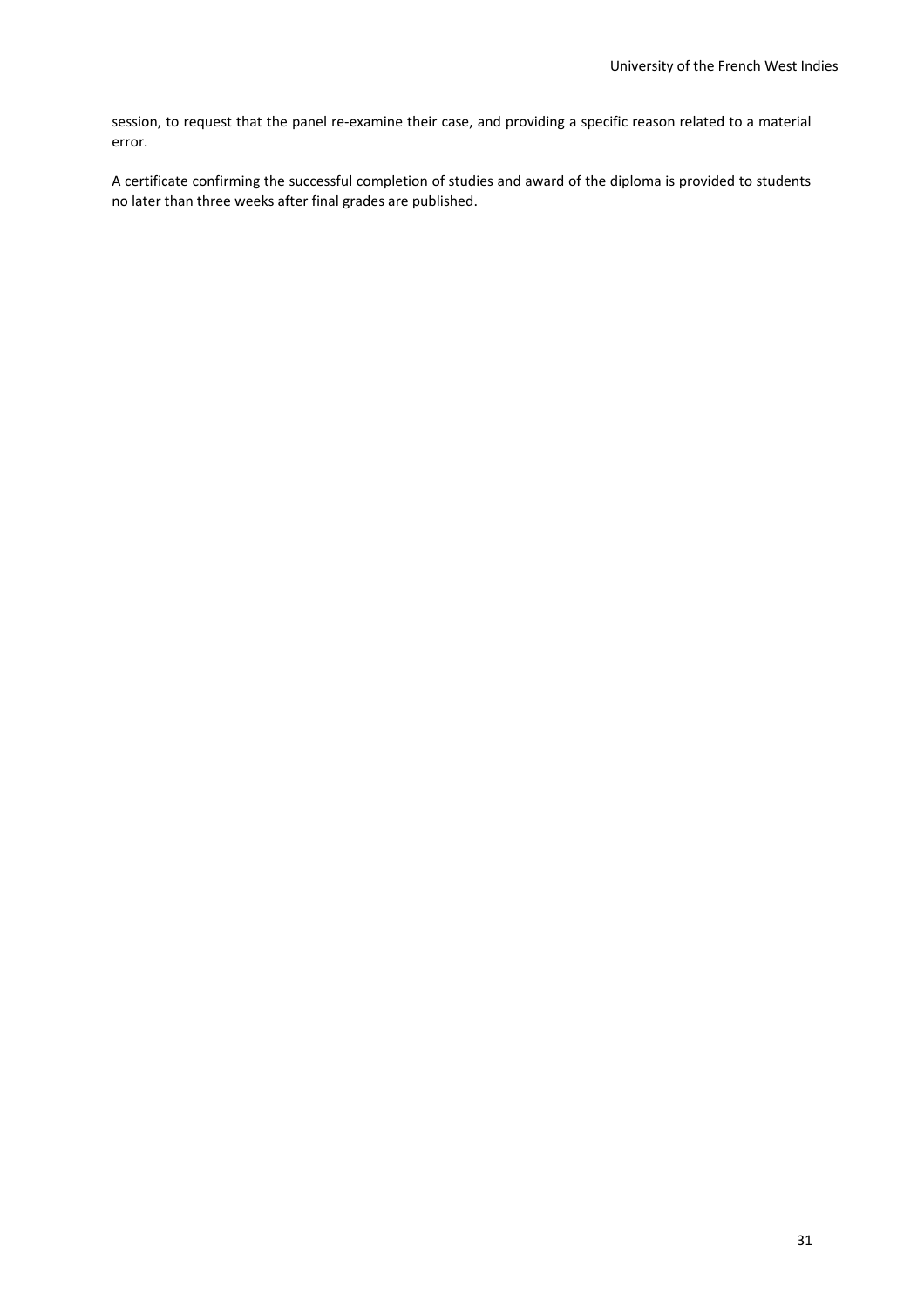session, to request that the panel re-examine their case, and providing a specific reason related to a material error.

A certificate confirming the successful completion of studies and award of the diploma is provided to students no later than three weeks after final grades are published.